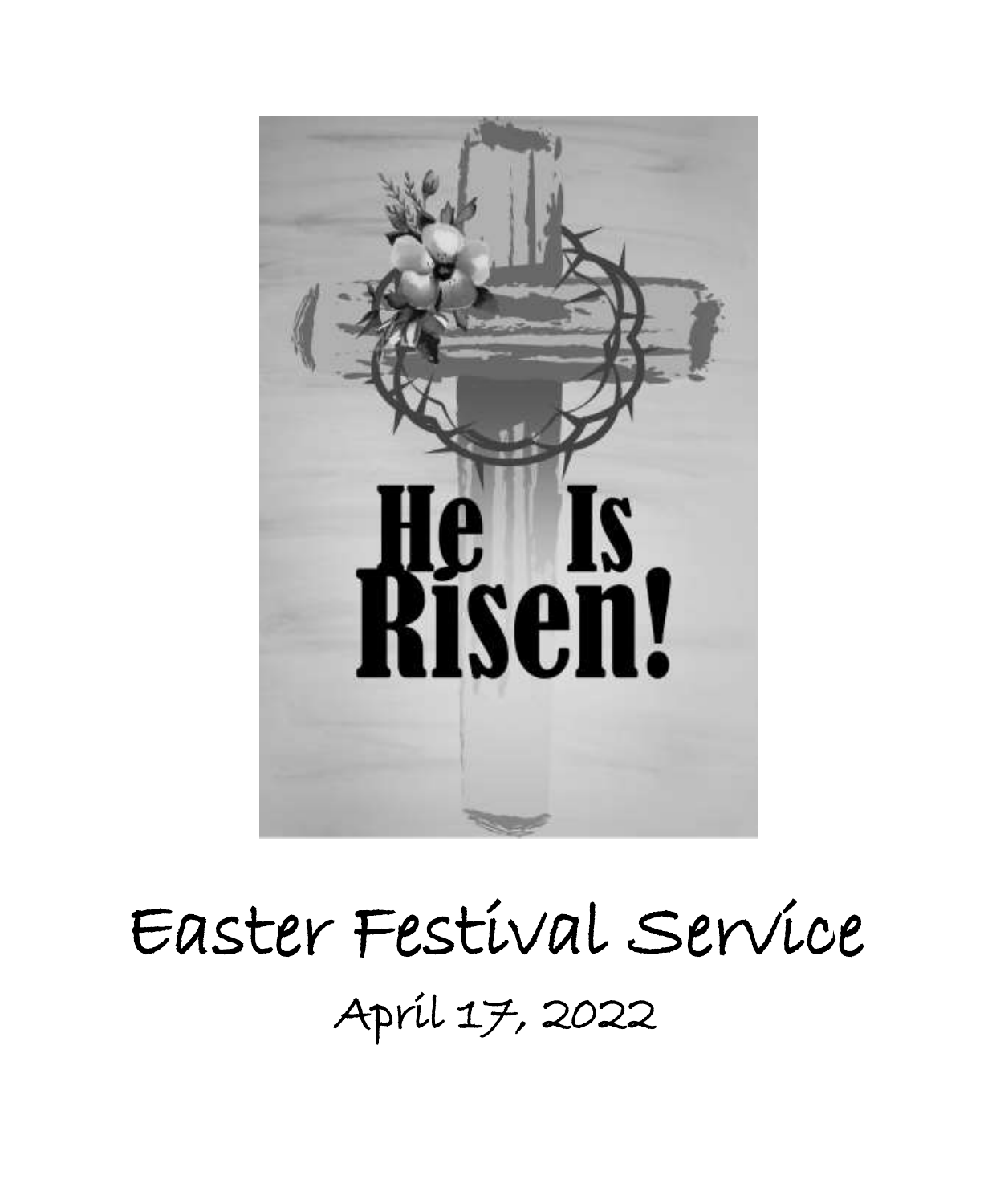He Is Risen!

# Easter Festival Service

April 17, 2022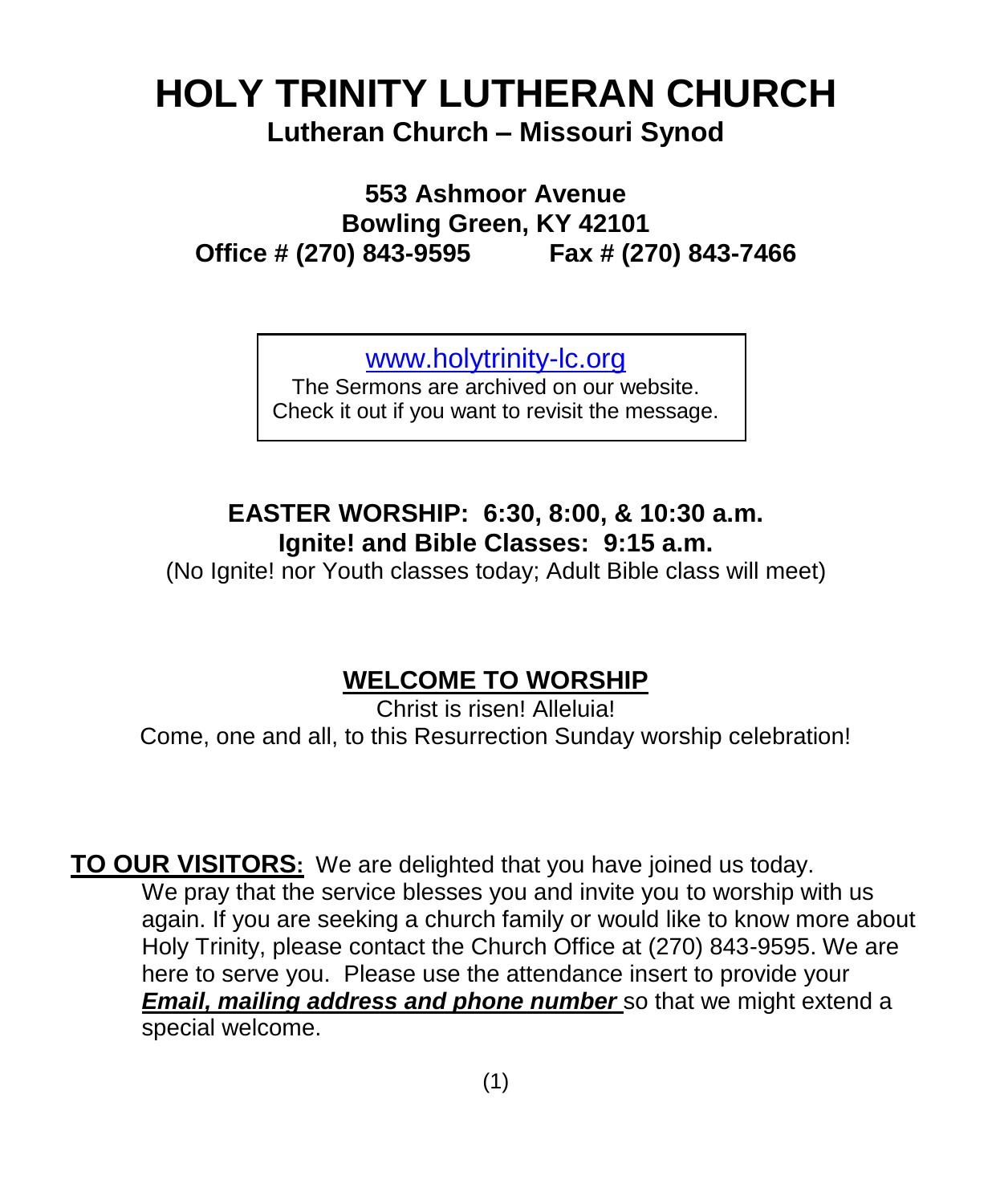# HOLY TRINITY LUTHERAN CHURCH

**Lutheran Church – Missouri Synod**

**553 Ashmoor Avenue**
**Bowling Green, KY 42101**
**Office # (270) 843-9595 Fax # (270) 843-7466**

www.holytrinity-lc.org
The Sermons are archived on our website.
Check it out if you want to revisit the message.

**EASTER WORSHIP: 6:30, 8:00, & 10:30 a.m.**
**Ignite! and Bible Classes: 9:15 a.m.**
(No Ignite! nor Youth classes today; Adult Bible class will meet)

## WELCOME TO WORSHIP

Christ is risen! Alleluia!
Come, one and all, to this Resurrection Sunday worship celebration!

**TO OUR VISITORS:** We are delighted that you have joined us today. We pray that the service blesses you and invite you to worship with us again. If you are seeking a church family or would like to know more about Holy Trinity, please contact the Church Office at (270) 843-9595. We are here to serve you. Please use the attendance insert to provide your ***Email, mailing address and phone number*** so that we might extend a special welcome.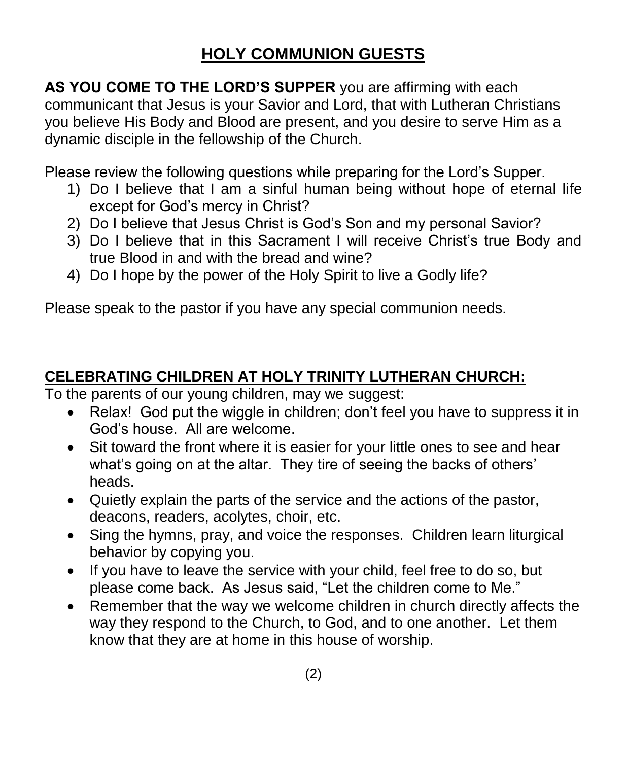## HOLY COMMUNION GUESTS

**AS YOU COME TO THE LORD'S SUPPER** you are affirming with each communicant that Jesus is your Savior and Lord, that with Lutheran Christians you believe His Body and Blood are present, and you desire to serve Him as a dynamic disciple in the fellowship of the Church.

Please review the following questions while preparing for the Lord's Supper.

1) Do I believe that I am a sinful human being without hope of eternal life except for God's mercy in Christ?
2) Do I believe that Jesus Christ is God's Son and my personal Savior?
3) Do I believe that in this Sacrament I will receive Christ's true Body and true Blood in and with the bread and wine?
4) Do I hope by the power of the Holy Spirit to live a Godly life?

Please speak to the pastor if you have any special communion needs.

## CELEBRATING CHILDREN AT HOLY TRINITY LUTHERAN CHURCH:

To the parents of our young children, may we suggest:

- Relax! God put the wiggle in children; don't feel you have to suppress it in God's house. All are welcome.
- Sit toward the front where it is easier for your little ones to see and hear what's going on at the altar. They tire of seeing the backs of others' heads.
- Quietly explain the parts of the service and the actions of the pastor, deacons, readers, acolytes, choir, etc.
- Sing the hymns, pray, and voice the responses. Children learn liturgical behavior by copying you.
- If you have to leave the service with your child, feel free to do so, but please come back. As Jesus said, "Let the children come to Me."
- Remember that the way we welcome children in church directly affects the way they respond to the Church, to God, and to one another. Let them know that they are at home in this house of worship.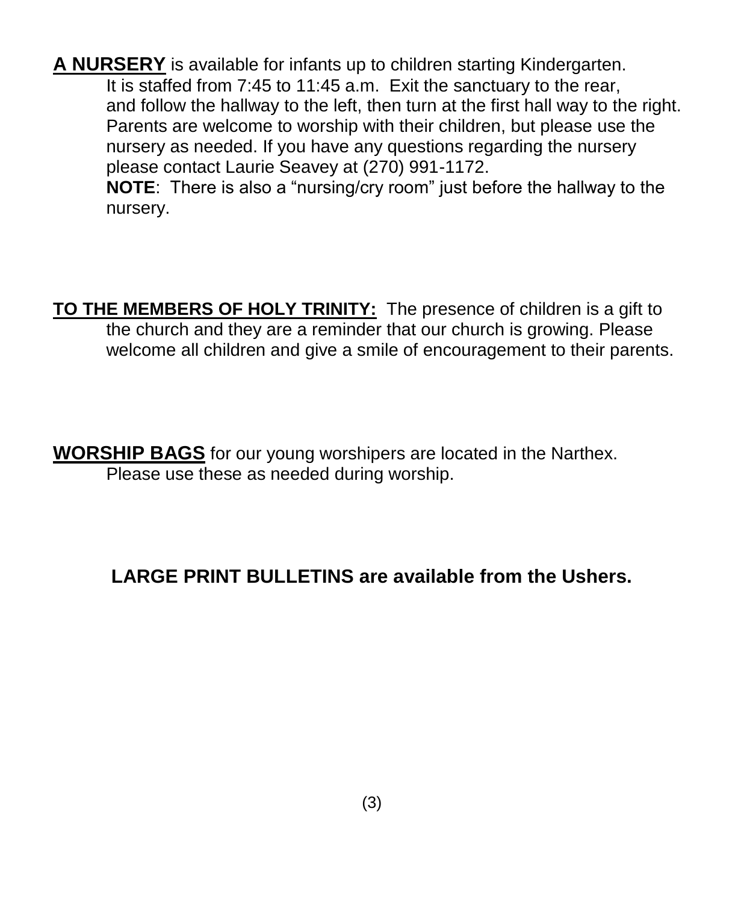**A NURSERY** is available for infants up to children starting Kindergarten. It is staffed from 7:45 to 11:45 a.m. Exit the sanctuary to the rear, and follow the hallway to the left, then turn at the first hall way to the right. Parents are welcome to worship with their children, but please use the nursery as needed. If you have any questions regarding the nursery please contact Laurie Seavey at (270) 991-1172.

**NOTE**: There is also a "nursing/cry room" just before the hallway to the nursery.

**TO THE MEMBERS OF HOLY TRINITY:** The presence of children is a gift to the church and they are a reminder that our church is growing. Please welcome all children and give a smile of encouragement to their parents.

**WORSHIP BAGS** for our young worshipers are located in the Narthex. Please use these as needed during worship.

**LARGE PRINT BULLETINS are available from the Ushers.**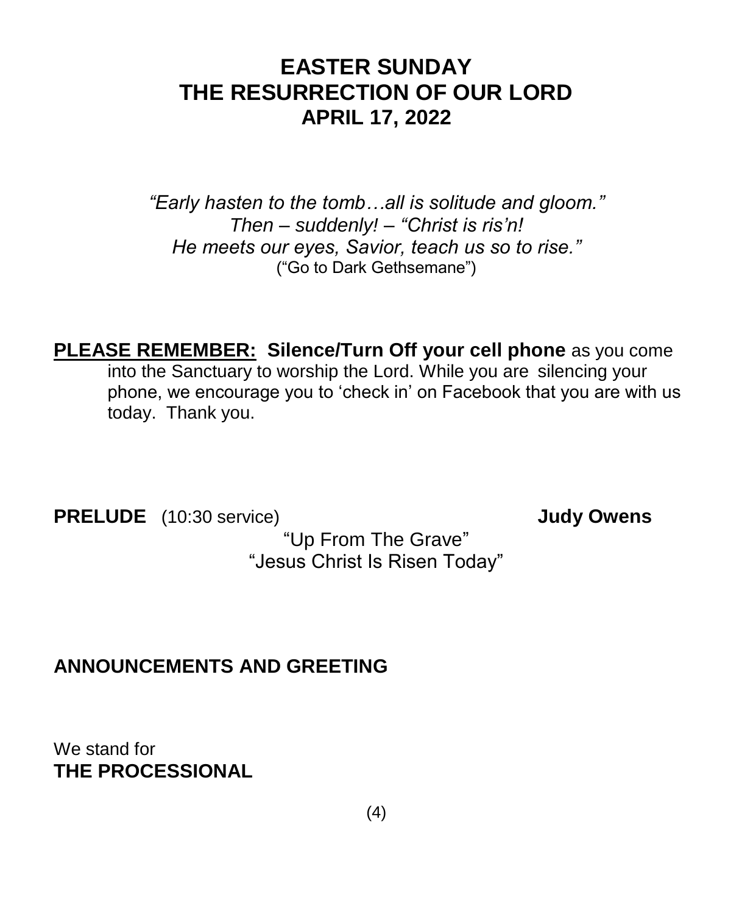# EASTER SUNDAY
# THE RESURRECTION OF OUR LORD
# APRIL 17, 2022

*"Early hasten to the tomb…all is solitude and gloom."*
*Then – suddenly! – "Christ is ris'n!*
*He meets our eyes, Savior, teach us so to rise."*
("Go to Dark Gethsemane")

**PLEASE REMEMBER: Silence/Turn Off your cell phone** as you come into the Sanctuary to worship the Lord. While you are silencing your phone, we encourage you to 'check in' on Facebook that you are with us today. Thank you.

**PRELUDE** (10:30 service) **Judy Owens**

"Up From The Grave"
"Jesus Christ Is Risen Today"

**ANNOUNCEMENTS AND GREETING**

We stand for
**THE PROCESSIONAL**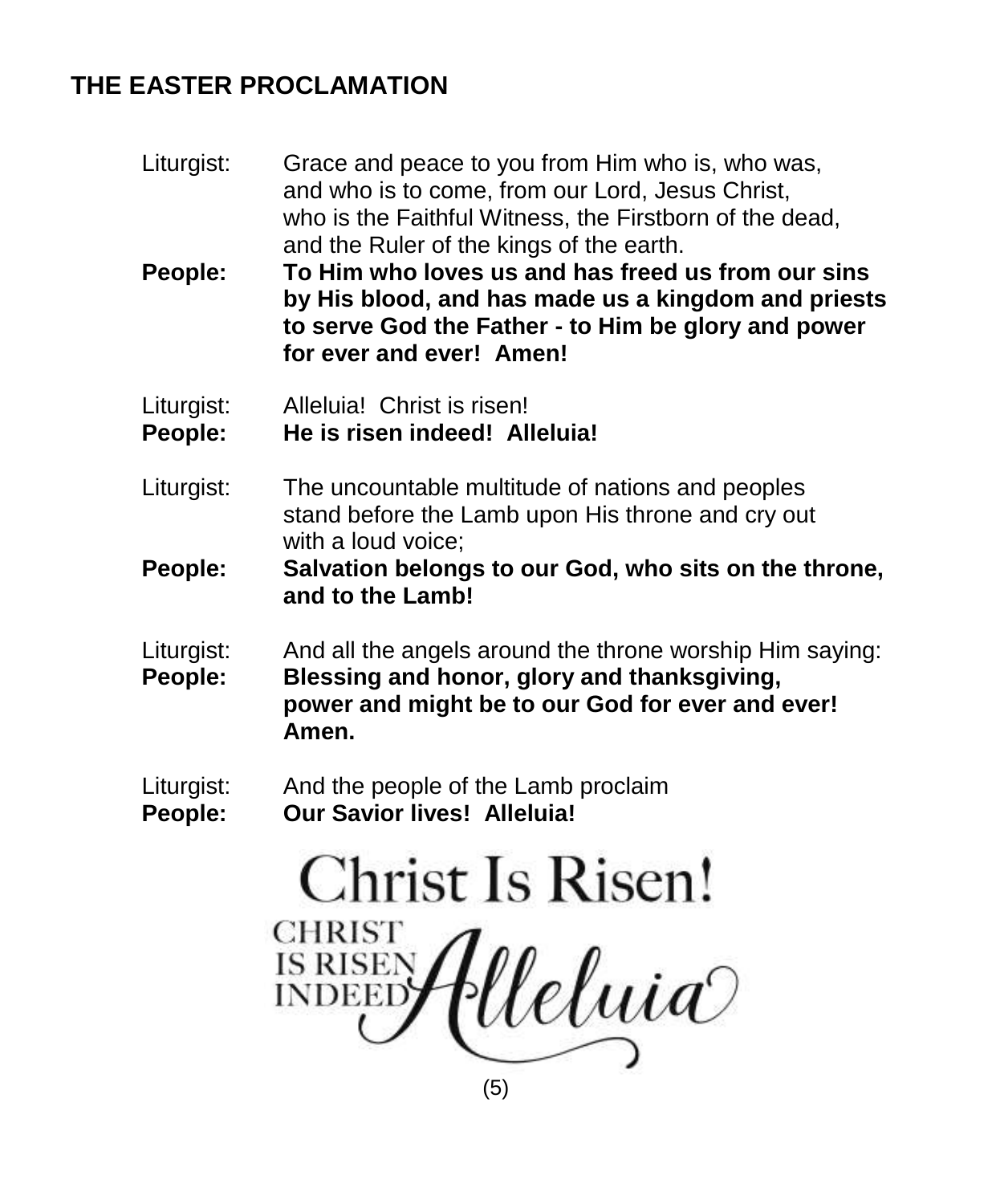## THE EASTER PROCLAMATION

Liturgist: Grace and peace to you from Him who is, who was, and who is to come, from our Lord, Jesus Christ, who is the Faithful Witness, the Firstborn of the dead, and the Ruler of the kings of the earth.

**People: To Him who loves us and has freed us from our sins by His blood, and has made us a kingdom and priests to serve God the Father - to Him be glory and power for ever and ever! Amen!**

Liturgist: Alleluia! Christ is risen!

**People: He is risen indeed! Alleluia!**

Liturgist: The uncountable multitude of nations and peoples stand before the Lamb upon His throne and cry out with a loud voice;

**People: Salvation belongs to our God, who sits on the throne, and to the Lamb!**

Liturgist: And all the angels around the throne worship Him saying:

**People: Blessing and honor, glory and thanksgiving, power and might be to our God for ever and ever! Amen.**

Liturgist: And the people of the Lamb proclaim

**People: Our Savior lives! Alleluia!**

Christ Is Risen!

CHRIST IS RISEN INDEED Alleluia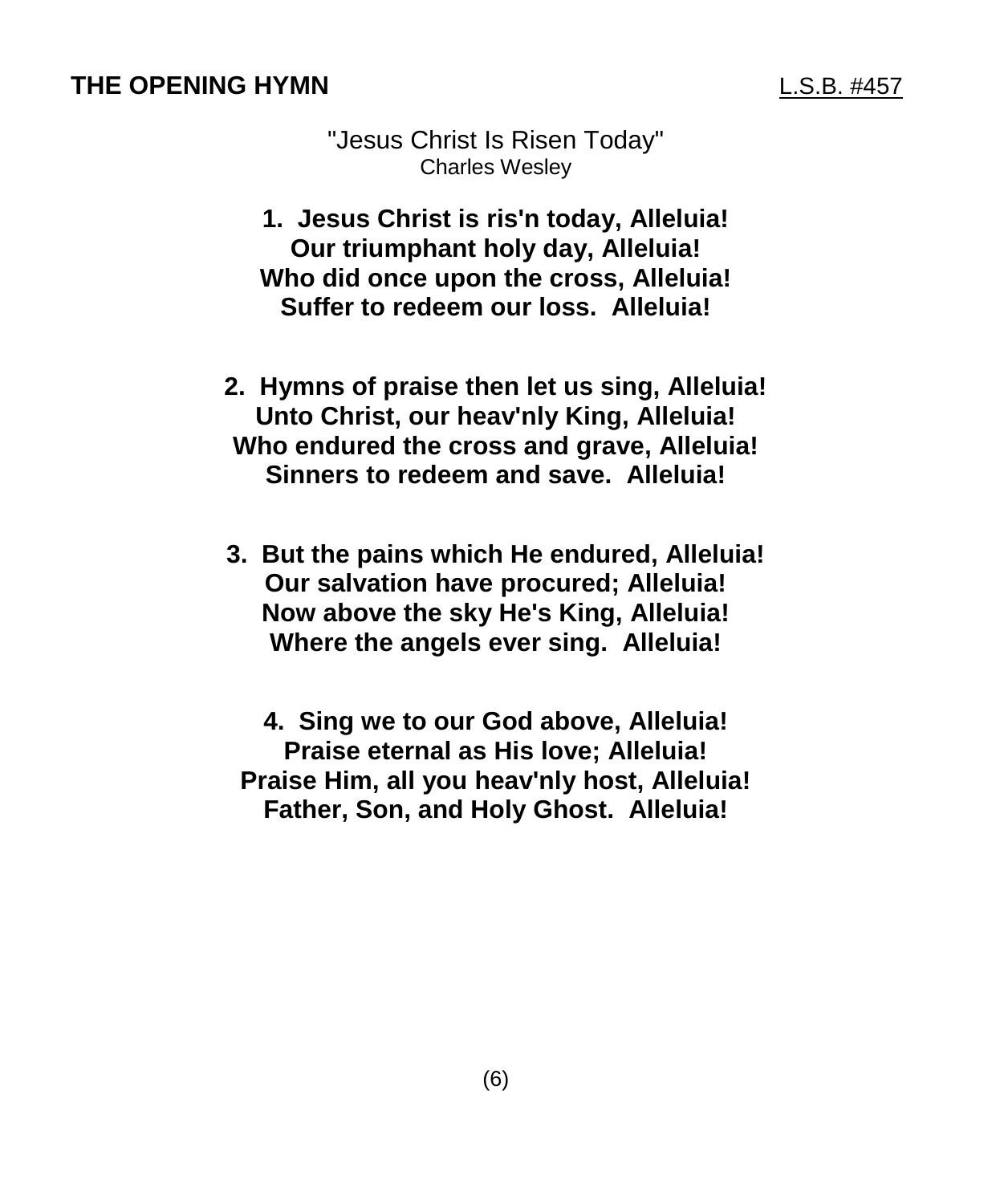## THE OPENING HYMN L.S.B. #457

"Jesus Christ Is Risen Today"
Charles Wesley

**1. Jesus Christ is ris'n today, Alleluia!
Our triumphant holy day, Alleluia!
Who did once upon the cross, Alleluia!
Suffer to redeem our loss. Alleluia!**

**2. Hymns of praise then let us sing, Alleluia!
Unto Christ, our heav'nly King, Alleluia!
Who endured the cross and grave, Alleluia!
Sinners to redeem and save. Alleluia!**

**3. But the pains which He endured, Alleluia!
Our salvation have procured; Alleluia!
Now above the sky He's King, Alleluia!
Where the angels ever sing. Alleluia!**

**4. Sing we to our God above, Alleluia!
Praise eternal as His love; Alleluia!
Praise Him, all you heav'nly host, Alleluia!
Father, Son, and Holy Ghost. Alleluia!**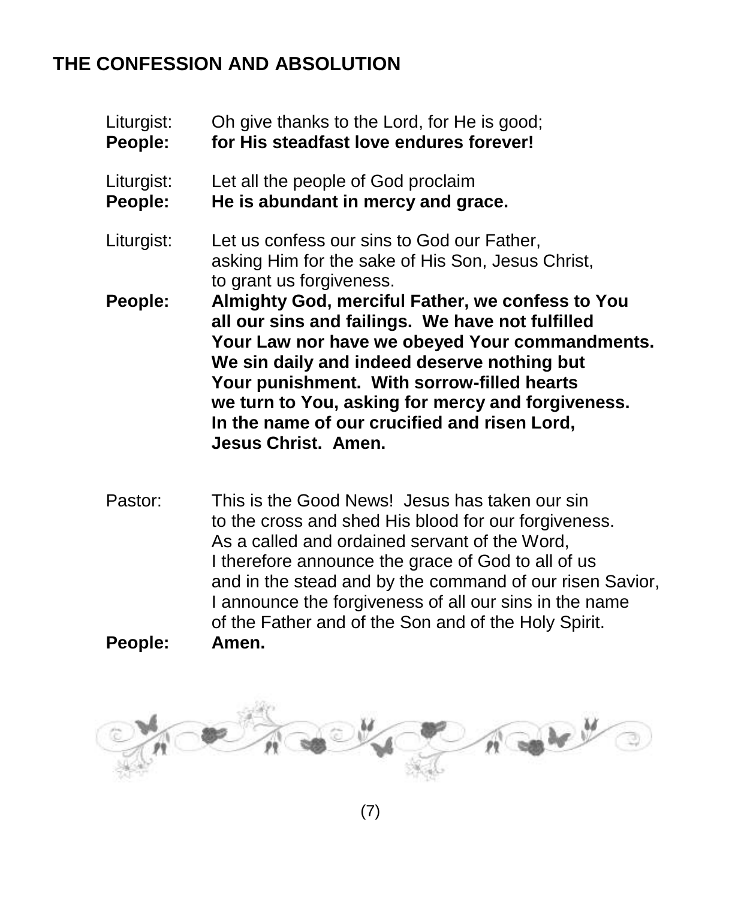## THE CONFESSION AND ABSOLUTION

Liturgist: Oh give thanks to the Lord, for He is good;
**People: for His steadfast love endures forever!**

Liturgist: Let all the people of God proclaim
**People: He is abundant in mercy and grace.**

Liturgist: Let us confess our sins to God our Father, asking Him for the sake of His Son, Jesus Christ, to grant us forgiveness.
**People: Almighty God, merciful Father, we confess to You all our sins and failings. We have not fulfilled Your Law nor have we obeyed Your commandments. We sin daily and indeed deserve nothing but Your punishment. With sorrow-filled hearts we turn to You, asking for mercy and forgiveness. In the name of our crucified and risen Lord, Jesus Christ. Amen.**

Pastor: This is the Good News! Jesus has taken our sin to the cross and shed His blood for our forgiveness. As a called and ordained servant of the Word, I therefore announce the grace of God to all of us and in the stead and by the command of our risen Savior, I announce the forgiveness of all our sins in the name of the Father and of the Son and of the Holy Spirit.
**People: Amen.**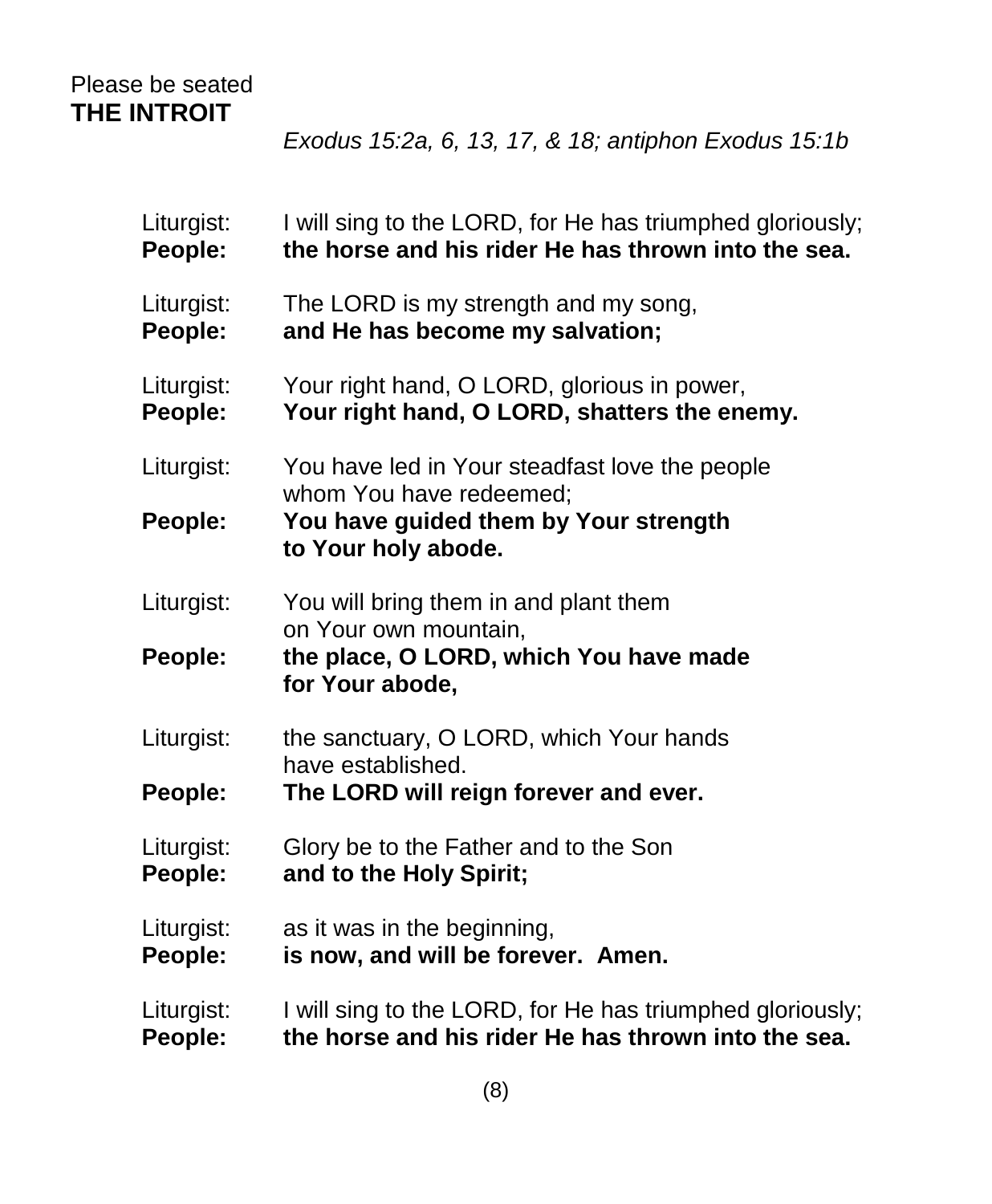Please be seated

**THE INTROIT**

*Exodus 15:2a, 6, 13, 17, & 18; antiphon Exodus 15:1b*

Liturgist: I will sing to the LORD, for He has triumphed gloriously;
**People: the horse and his rider He has thrown into the sea.**

Liturgist: The LORD is my strength and my song,
**People: and He has become my salvation;**

Liturgist: Your right hand, O LORD, glorious in power,
**People: Your right hand, O LORD, shatters the enemy.**

Liturgist: You have led in Your steadfast love the people whom You have redeemed;
**People: You have guided them by Your strength to Your holy abode.**

Liturgist: You will bring them in and plant them on Your own mountain,
**People: the place, O LORD, which You have made for Your abode,**

Liturgist: the sanctuary, O LORD, which Your hands have established.
**People: The LORD will reign forever and ever.**

Liturgist: Glory be to the Father and to the Son
**People: and to the Holy Spirit;**

Liturgist: as it was in the beginning,
**People: is now, and will be forever. Amen.**

Liturgist: I will sing to the LORD, for He has triumphed gloriously;
**People: the horse and his rider He has thrown into the sea.**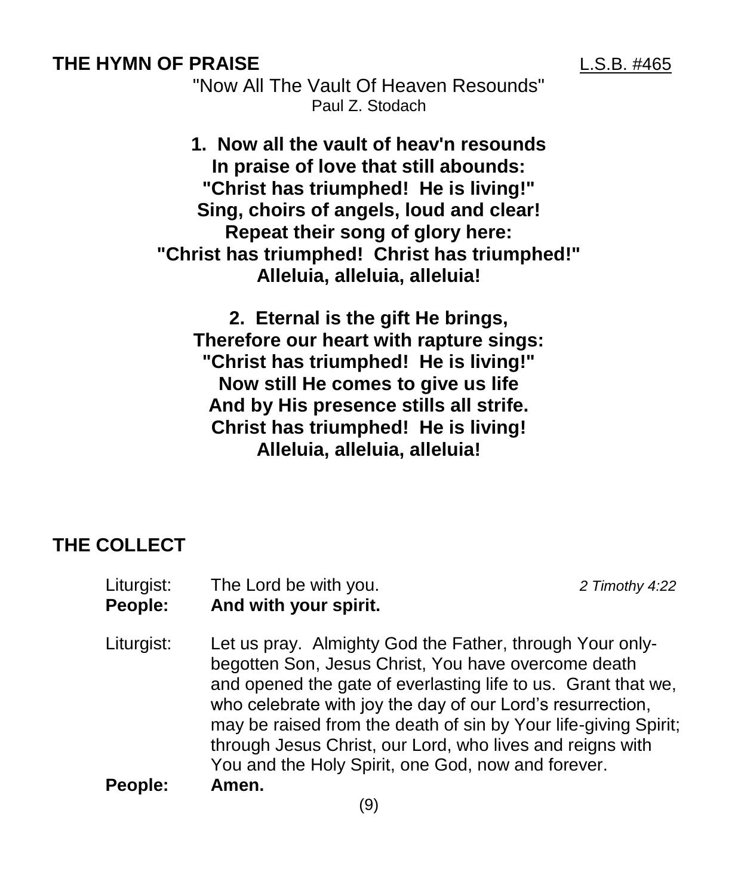## THE HYMN OF PRAISE

L.S.B. #465

"Now All The Vault Of Heaven Resounds"
Paul Z. Stodach

**1. Now all the vault of heav'n resounds**
**In praise of love that still abounds:**
**"Christ has triumphed! He is living!"**
**Sing, choirs of angels, loud and clear!**
**Repeat their song of glory here:**
**"Christ has triumphed! Christ has triumphed!"**
**Alleluia, alleluia, alleluia!**

**2. Eternal is the gift He brings,**
**Therefore our heart with rapture sings:**
**"Christ has triumphed! He is living!"**
**Now still He comes to give us life**
**And by His presence stills all strife.**
**Christ has triumphed! He is living!**
**Alleluia, alleluia, alleluia!**

## THE COLLECT

Liturgist: The Lord be with you. *2 Timothy 4:22*
**People: And with your spirit.**

Liturgist: Let us pray. Almighty God the Father, through Your only-begotten Son, Jesus Christ, You have overcome death and opened the gate of everlasting life to us. Grant that we, who celebrate with joy the day of our Lord's resurrection, may be raised from the death of sin by Your life-giving Spirit; through Jesus Christ, our Lord, who lives and reigns with You and the Holy Spirit, one God, now and forever.
**People: Amen.**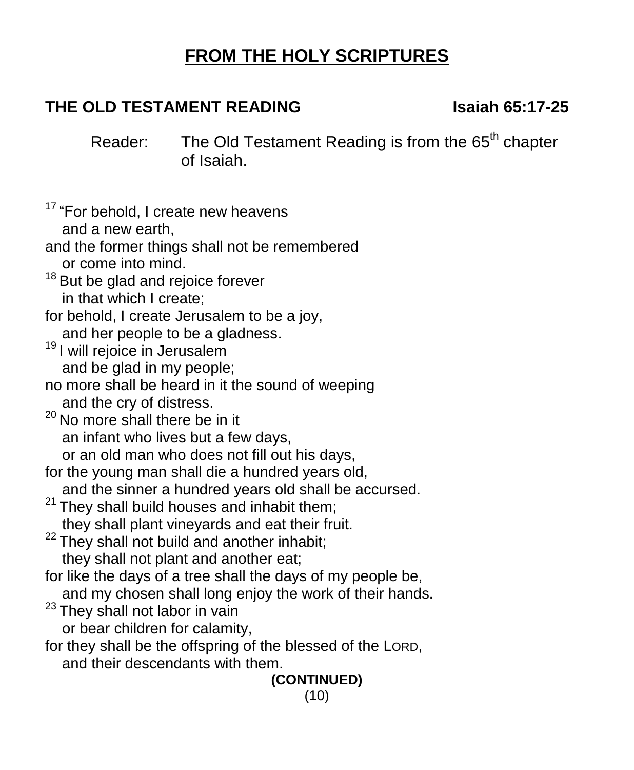# FROM THE HOLY SCRIPTURES

## THE OLD TESTAMENT READING — Isaiah 65:17-25

Reader: The Old Testament Reading is from the 65th chapter of Isaiah.

[17] "For behold, I create new heavens
  and a new earth,
and the former things shall not be remembered
  or come into mind.
[18] But be glad and rejoice forever
  in that which I create;
for behold, I create Jerusalem to be a joy,
  and her people to be a gladness.
[19] I will rejoice in Jerusalem
  and be glad in my people;
no more shall be heard in it the sound of weeping
  and the cry of distress.
[20] No more shall there be in it
  an infant who lives but a few days,
  or an old man who does not fill out his days,
for the young man shall die a hundred years old,
  and the sinner a hundred years old shall be accursed.
[21] They shall build houses and inhabit them;
  they shall plant vineyards and eat their fruit.
[22] They shall not build and another inhabit;
  they shall not plant and another eat;
for like the days of a tree shall the days of my people be,
  and my chosen shall long enjoy the work of their hands.
[23] They shall not labor in vain
  or bear children for calamity,
for they shall be the offspring of the blessed of the LORD,
  and their descendants with them.

**(CONTINUED)**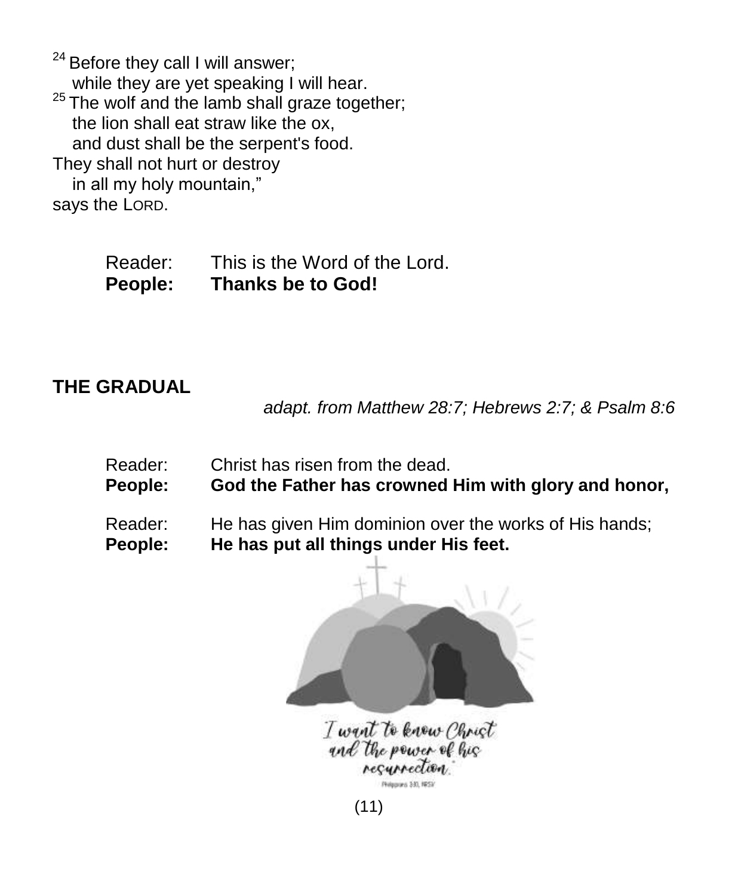[24] Before they call I will answer;
while they are yet speaking I will hear.
[25] The wolf and the lamb shall graze together;
the lion shall eat straw like the ox,
and dust shall be the serpent's food.
They shall not hurt or destroy
in all my holy mountain,"
says the LORD.

Reader: This is the Word of the Lord.
**People: Thanks be to God!**

## THE GRADUAL

*adapt. from Matthew 28:7; Hebrews 2:7; & Psalm 8:6*

Reader: Christ has risen from the dead.
**People: God the Father has crowned Him with glory and honor,**

Reader: He has given Him dominion over the works of His hands;
**People: He has put all things under His feet.**

I want to know Christ and the power of his resurrection.
Philippians 3:10, NRSV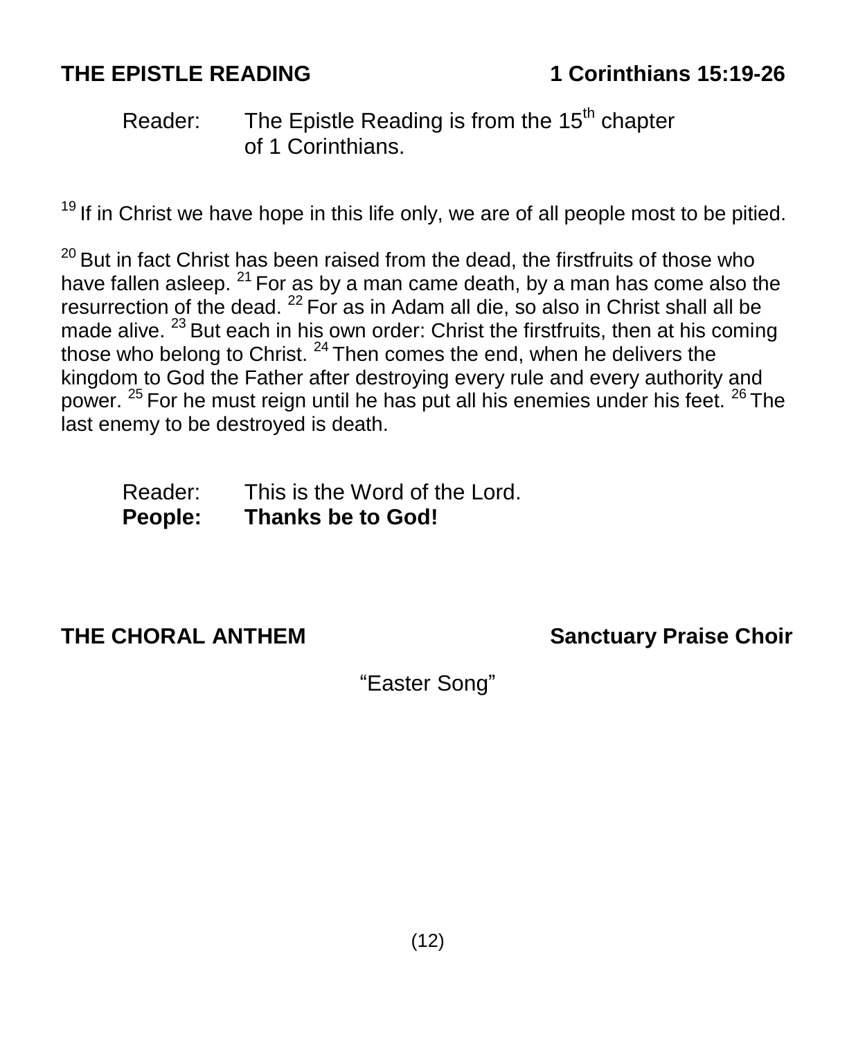## THE EPISTLE READING 1 Corinthians 15:19-26

Reader: The Epistle Reading is from the 15th chapter of 1 Corinthians.

[19] If in Christ we have hope in this life only, we are of all people most to be pitied.

[20] But in fact Christ has been raised from the dead, the firstfruits of those who have fallen asleep. [21] For as by a man came death, by a man has come also the resurrection of the dead. [22] For as in Adam all die, so also in Christ shall all be made alive. [23] But each in his own order: Christ the firstfruits, then at his coming those who belong to Christ. [24] Then comes the end, when he delivers the kingdom to God the Father after destroying every rule and every authority and power. [25] For he must reign until he has put all his enemies under his feet. [26] The last enemy to be destroyed is death.

Reader: This is the Word of the Lord.
**People: Thanks be to God!**

## THE CHORAL ANTHEM Sanctuary Praise Choir

"Easter Song"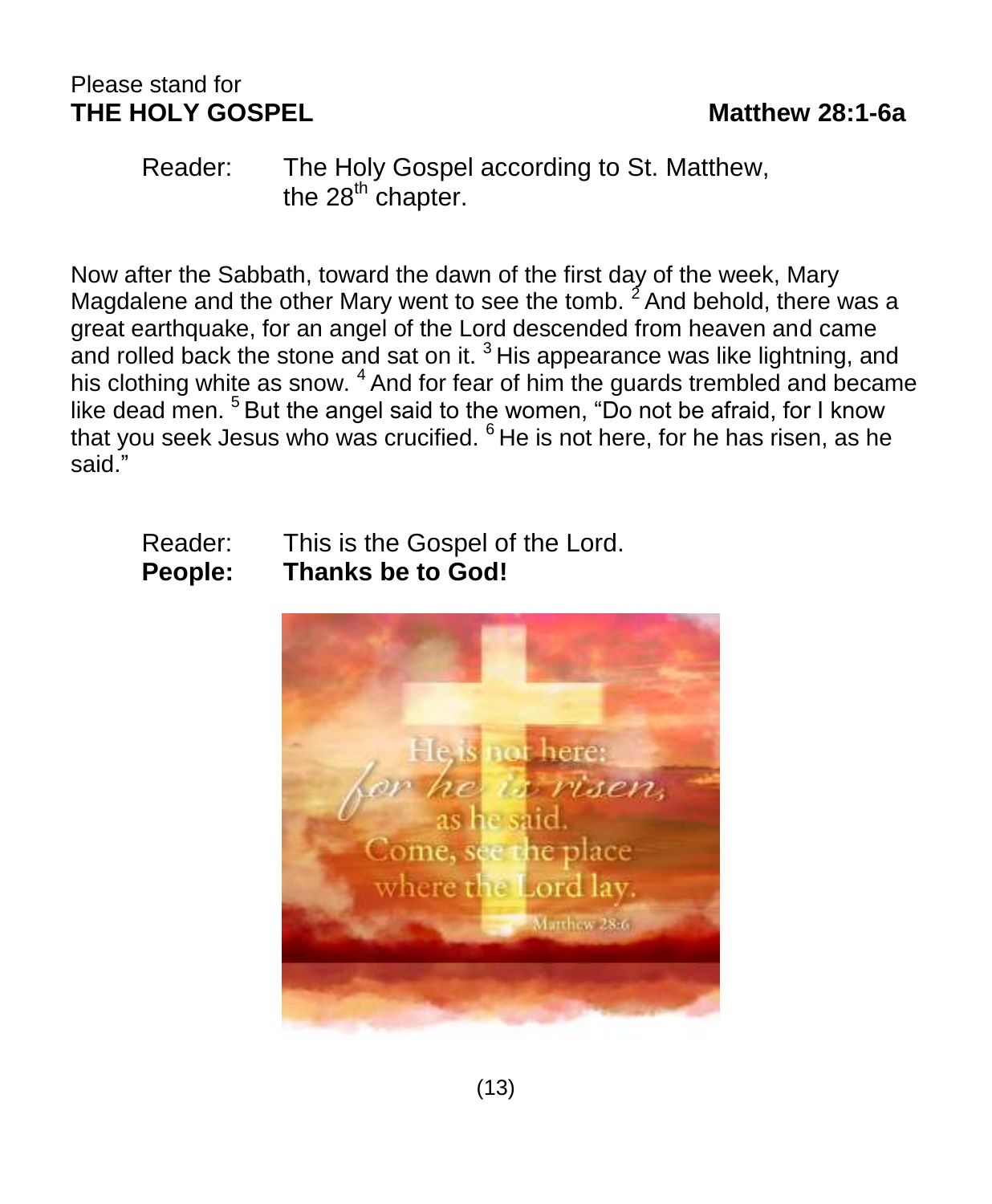Please stand for

**THE HOLY GOSPEL** **Matthew 28:1-6a**

Reader: The Holy Gospel according to St. Matthew, the 28th chapter.

Now after the Sabbath, toward the dawn of the first day of the week, Mary Magdalene and the other Mary went to see the tomb. [2] And behold, there was a great earthquake, for an angel of the Lord descended from heaven and came and rolled back the stone and sat on it. [3] His appearance was like lightning, and his clothing white as snow. [4] And for fear of him the guards trembled and became like dead men. [5] But the angel said to the women, "Do not be afraid, for I know that you seek Jesus who was crucified. [6] He is not here, for he has risen, as he said."

Reader: This is the Gospel of the Lord.
**People: Thanks be to God!**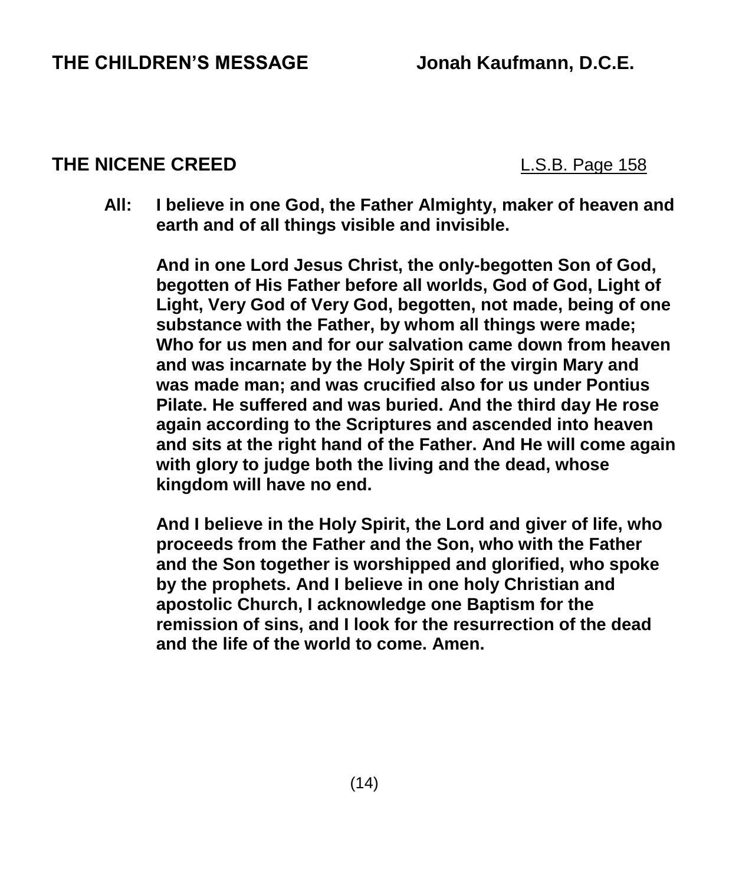## THE CHILDREN'S MESSAGE Jonah Kaufmann, D.C.E.

## THE NICENE CREED L.S.B. Page 158

**All: I believe in one God, the Father Almighty, maker of heaven and earth and of all things visible and invisible.**

**And in one Lord Jesus Christ, the only-begotten Son of God, begotten of His Father before all worlds, God of God, Light of Light, Very God of Very God, begotten, not made, being of one substance with the Father, by whom all things were made; Who for us men and for our salvation came down from heaven and was incarnate by the Holy Spirit of the virgin Mary and was made man; and was crucified also for us under Pontius Pilate. He suffered and was buried. And the third day He rose again according to the Scriptures and ascended into heaven and sits at the right hand of the Father. And He will come again with glory to judge both the living and the dead, whose kingdom will have no end.**

**And I believe in the Holy Spirit, the Lord and giver of life, who proceeds from the Father and the Son, who with the Father and the Son together is worshipped and glorified, who spoke by the prophets. And I believe in one holy Christian and apostolic Church, I acknowledge one Baptism for the remission of sins, and I look for the resurrection of the dead and the life of the world to come. Amen.**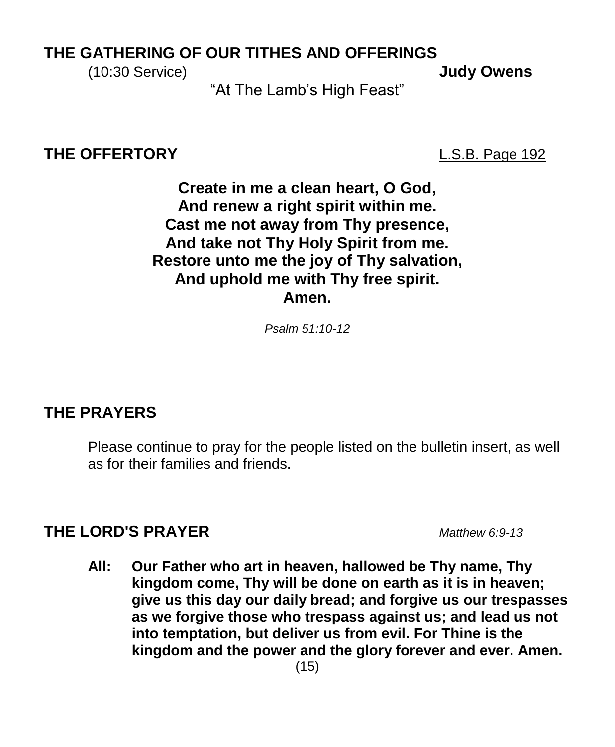## THE GATHERING OF OUR TITHES AND OFFERINGS

(10:30 Service) **Judy Owens**

"At The Lamb's High Feast"

## THE OFFERTORY

L.S.B. Page 192

**Create in me a clean heart, O God,**
**And renew a right spirit within me.**
**Cast me not away from Thy presence,**
**And take not Thy Holy Spirit from me.**
**Restore unto me the joy of Thy salvation,**
**And uphold me with Thy free spirit.**
**Amen.**

*Psalm 51:10-12*

## THE PRAYERS

Please continue to pray for the people listed on the bulletin insert, as well as for their families and friends.

## THE LORD'S PRAYER

*Matthew 6:9-13*

**All: Our Father who art in heaven, hallowed be Thy name, Thy kingdom come, Thy will be done on earth as it is in heaven; give us this day our daily bread; and forgive us our trespasses as we forgive those who trespass against us; and lead us not into temptation, but deliver us from evil. For Thine is the kingdom and the power and the glory forever and ever. Amen.**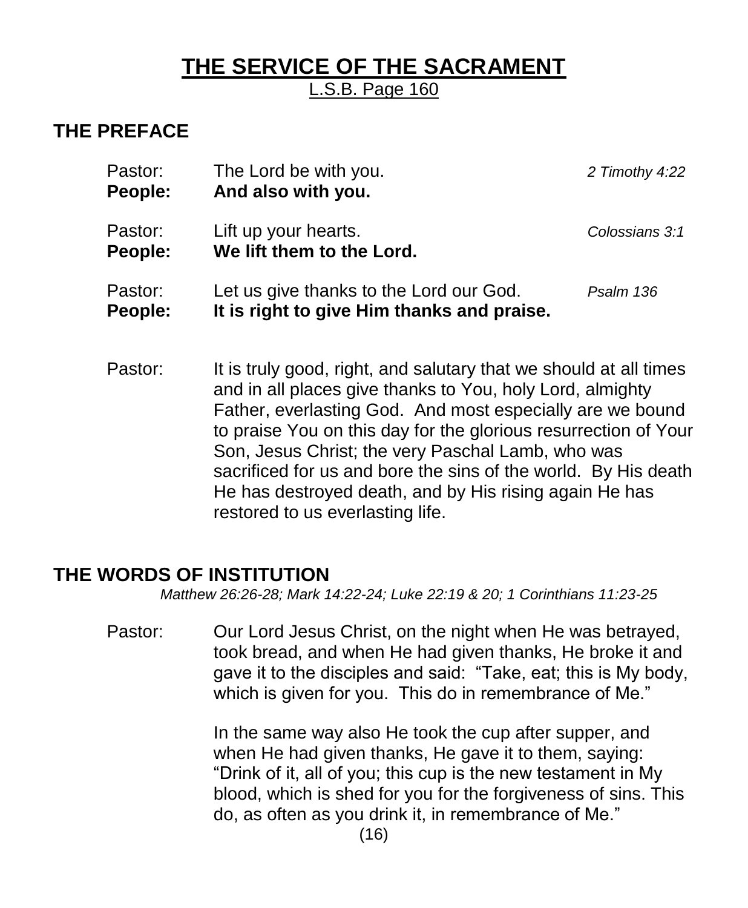# THE SERVICE OF THE SACRAMENT

L.S.B. Page 160

## THE PREFACE

| | | |
|---|---|---|
| Pastor: | The Lord be with you. | *2 Timothy 4:22* |
| **People:** | **And also with you.** | |
| Pastor: | Lift up your hearts. | *Colossians 3:1* |
| **People:** | **We lift them to the Lord.** | |
| Pastor: | Let us give thanks to the Lord our God. | *Psalm 136* |
| **People:** | **It is right to give Him thanks and praise.** | |

Pastor: It is truly good, right, and salutary that we should at all times and in all places give thanks to You, holy Lord, almighty Father, everlasting God. And most especially are we bound to praise You on this day for the glorious resurrection of Your Son, Jesus Christ; the very Paschal Lamb, who was sacrificed for us and bore the sins of the world. By His death He has destroyed death, and by His rising again He has restored to us everlasting life.

## THE WORDS OF INSTITUTION

*Matthew 26:26-28; Mark 14:22-24; Luke 22:19 & 20; 1 Corinthians 11:23-25*

Pastor: Our Lord Jesus Christ, on the night when He was betrayed, took bread, and when He had given thanks, He broke it and gave it to the disciples and said: "Take, eat; this is My body, which is given for you. This do in remembrance of Me."

In the same way also He took the cup after supper, and when He had given thanks, He gave it to them, saying: "Drink of it, all of you; this cup is the new testament in My blood, which is shed for you for the forgiveness of sins. This do, as often as you drink it, in remembrance of Me."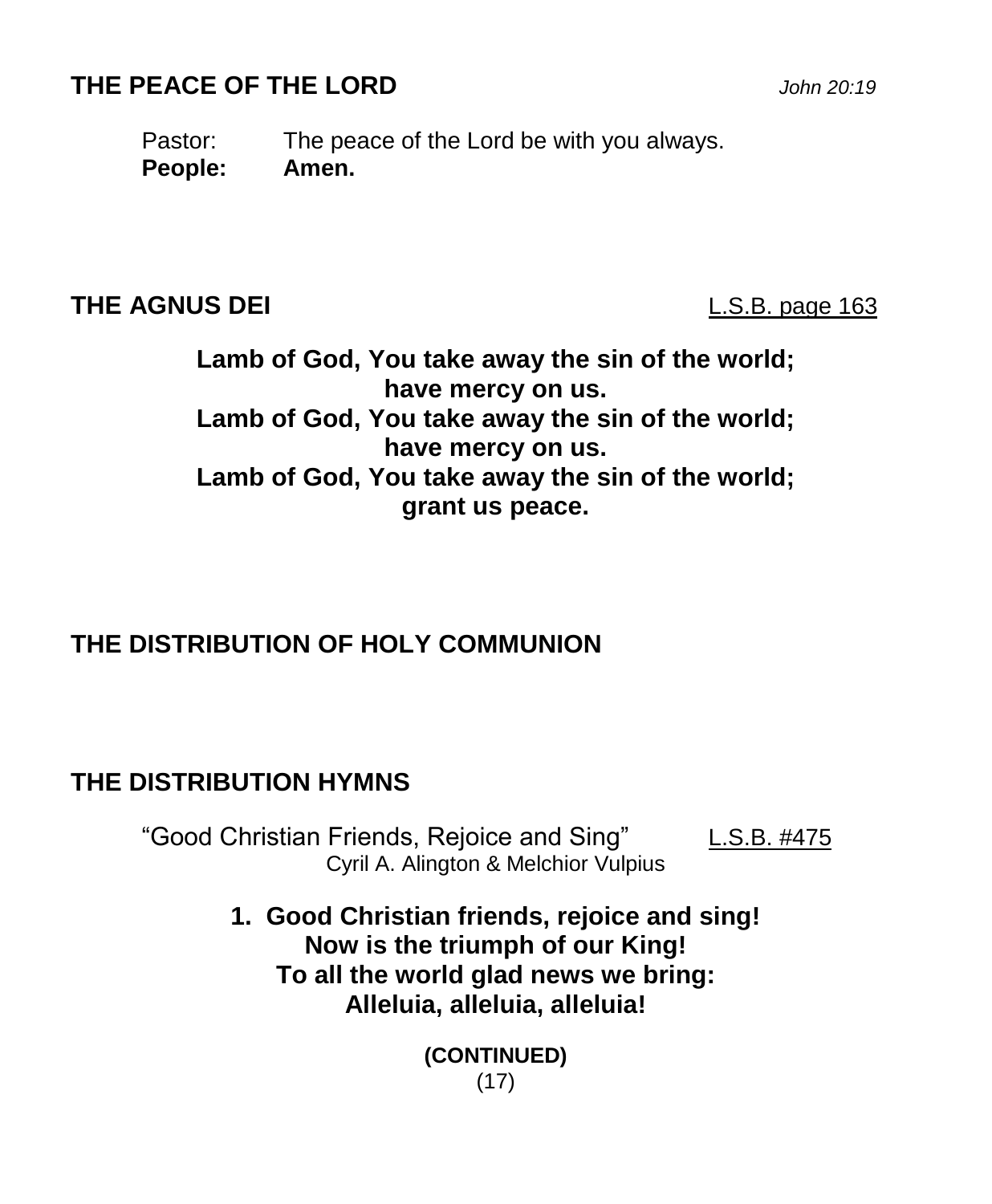## THE PEACE OF THE LORD *John 20:19*

Pastor: The peace of the Lord be with you always.
**People: Amen.**

## THE AGNUS DEI L.S.B. page 163

**Lamb of God, You take away the sin of the world;**
**have mercy on us.**
**Lamb of God, You take away the sin of the world;**
**have mercy on us.**
**Lamb of God, You take away the sin of the world;**
**grant us peace.**

## THE DISTRIBUTION OF HOLY COMMUNION

## THE DISTRIBUTION HYMNS

"Good Christian Friends, Rejoice and Sing" L.S.B. #475
Cyril A. Alington & Melchior Vulpius

**1. Good Christian friends, rejoice and sing!**
**Now is the triumph of our King!**
**To all the world glad news we bring:**
**Alleluia, alleluia, alleluia!**

**(CONTINUED)**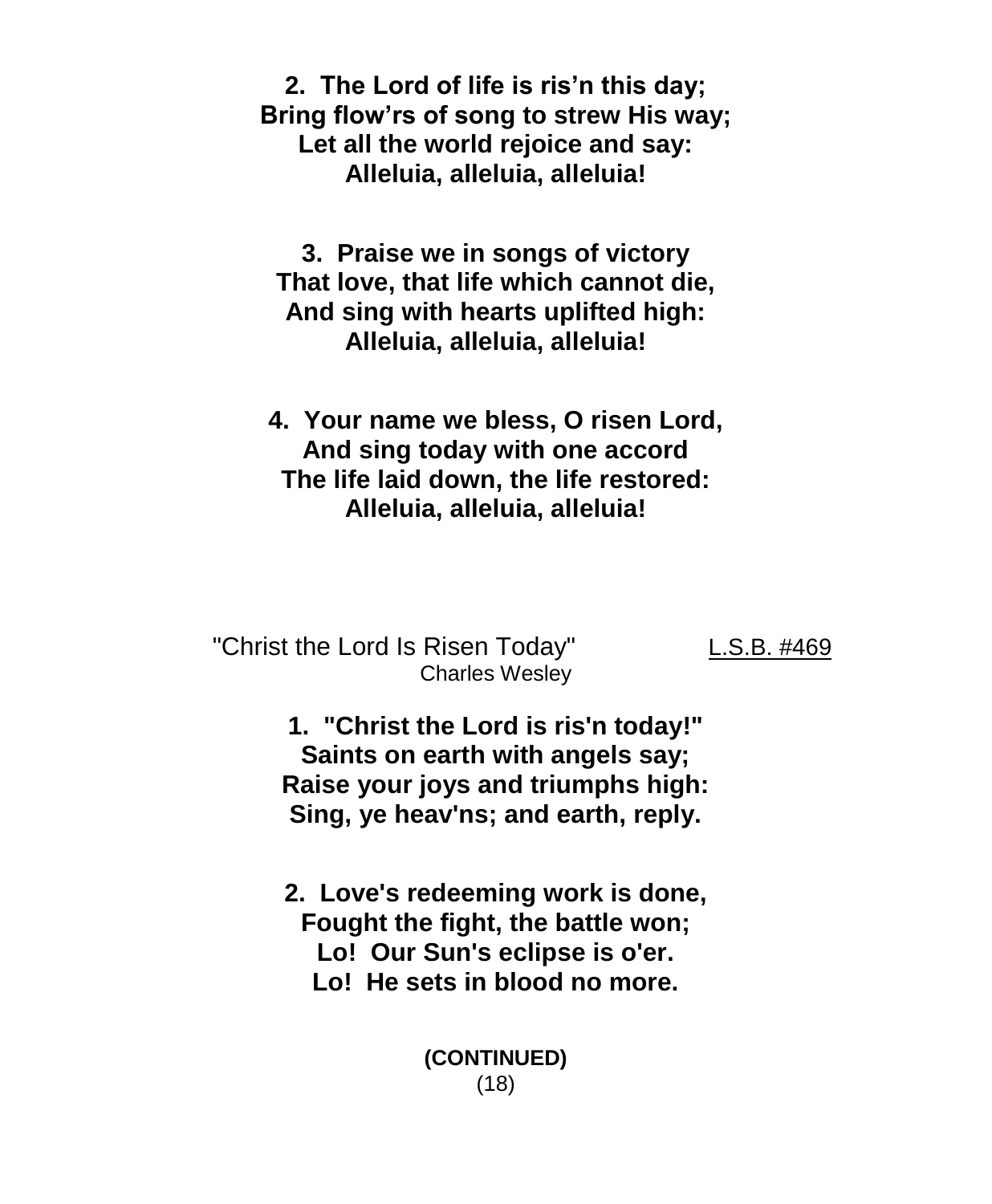**2. The Lord of life is ris'n this day;**
**Bring flow'rs of song to strew His way;**
**Let all the world rejoice and say:**
**Alleluia, alleluia, alleluia!**

**3. Praise we in songs of victory**
**That love, that life which cannot die,**
**And sing with hearts uplifted high:**
**Alleluia, alleluia, alleluia!**

**4. Your name we bless, O risen Lord,**
**And sing today with one accord**
**The life laid down, the life restored:**
**Alleluia, alleluia, alleluia!**

"Christ the Lord Is Risen Today" L.S.B. #469
Charles Wesley

**1. "Christ the Lord is ris'n today!"**
**Saints on earth with angels say;**
**Raise your joys and triumphs high:**
**Sing, ye heav'ns; and earth, reply.**

**2. Love's redeeming work is done,**
**Fought the fight, the battle won;**
**Lo! Our Sun's eclipse is o'er.**
**Lo! He sets in blood no more.**

**(CONTINUED)**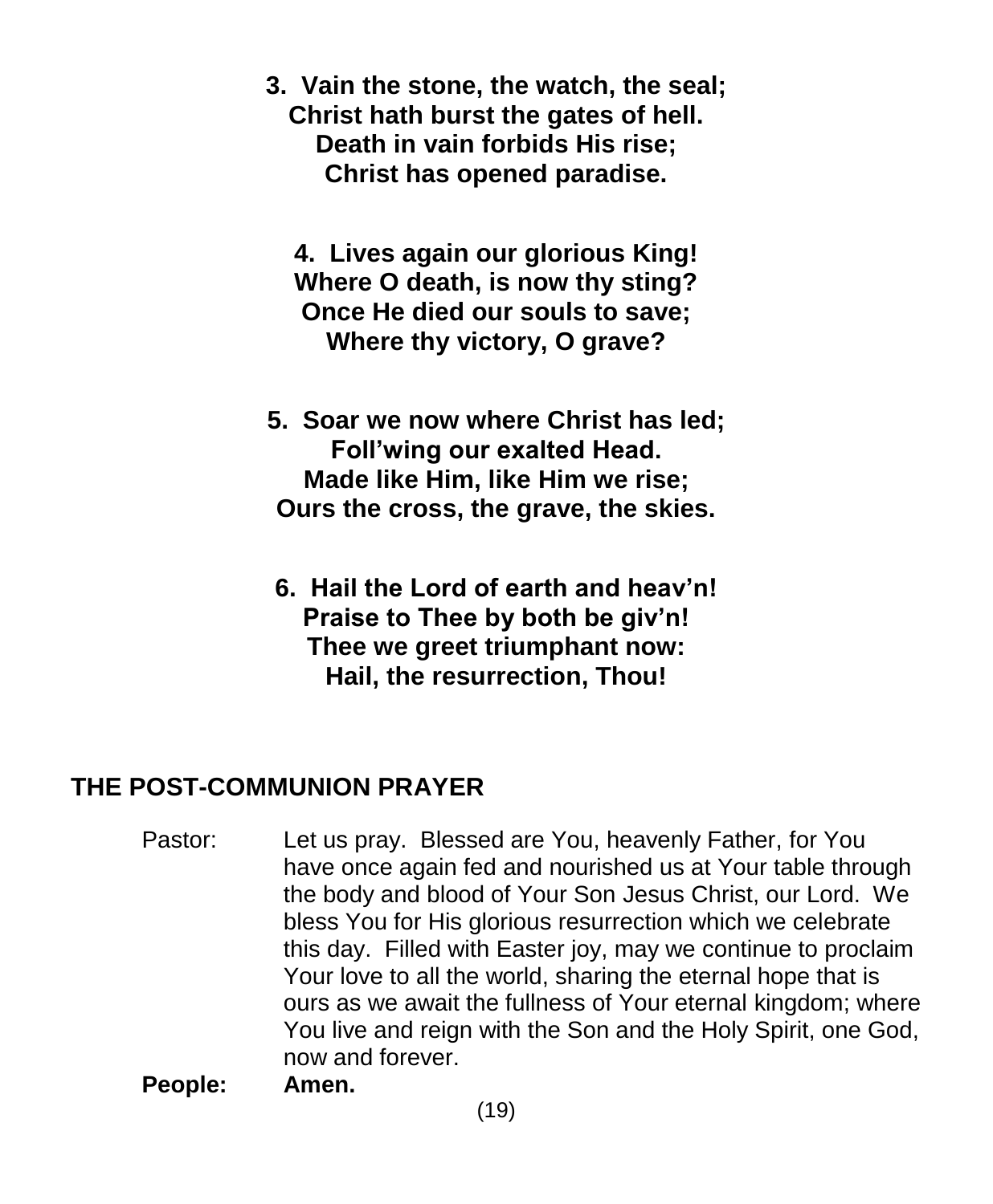**3. Vain the stone, the watch, the seal;**
**Christ hath burst the gates of hell.**
**Death in vain forbids His rise;**
**Christ has opened paradise.**

**4. Lives again our glorious King!**
**Where O death, is now thy sting?**
**Once He died our souls to save;**
**Where thy victory, O grave?**

**5. Soar we now where Christ has led;**
**Foll'wing our exalted Head.**
**Made like Him, like Him we rise;**
**Ours the cross, the grave, the skies.**

**6. Hail the Lord of earth and heav'n!**
**Praise to Thee by both be giv'n!**
**Thee we greet triumphant now:**
**Hail, the resurrection, Thou!**

## THE POST-COMMUNION PRAYER

Pastor: Let us pray. Blessed are You, heavenly Father, for You have once again fed and nourished us at Your table through the body and blood of Your Son Jesus Christ, our Lord. We bless You for His glorious resurrection which we celebrate this day. Filled with Easter joy, may we continue to proclaim Your love to all the world, sharing the eternal hope that is ours as we await the fullness of Your eternal kingdom; where You live and reign with the Son and the Holy Spirit, one God, now and forever.

**People: Amen.**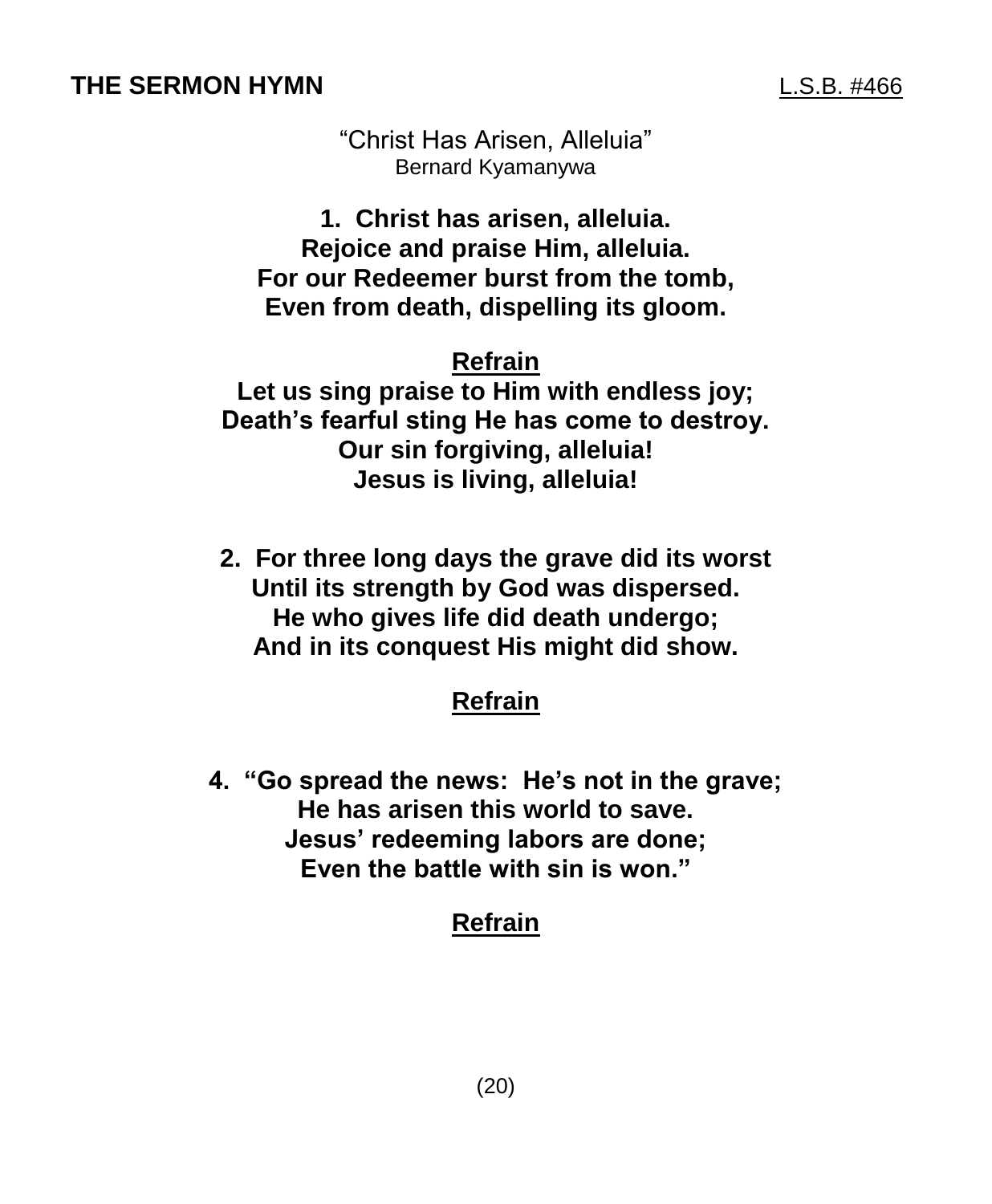## THE SERMON HYMN

L.S.B. #466

"Christ Has Arisen, Alleluia"
Bernard Kyamanywa

**1. Christ has arisen, alleluia.**
**Rejoice and praise Him, alleluia.**
**For our Redeemer burst from the tomb,**
**Even from death, dispelling its gloom.**

**Refrain**
**Let us sing praise to Him with endless joy;**
**Death's fearful sting He has come to destroy.**
**Our sin forgiving, alleluia!**
**Jesus is living, alleluia!**

**2. For three long days the grave did its worst**
**Until its strength by God was dispersed.**
**He who gives life did death undergo;**
**And in its conquest His might did show.**

**Refrain**

**4. "Go spread the news: He's not in the grave;**
**He has arisen this world to save.**
**Jesus' redeeming labors are done;**
**Even the battle with sin is won."**

**Refrain**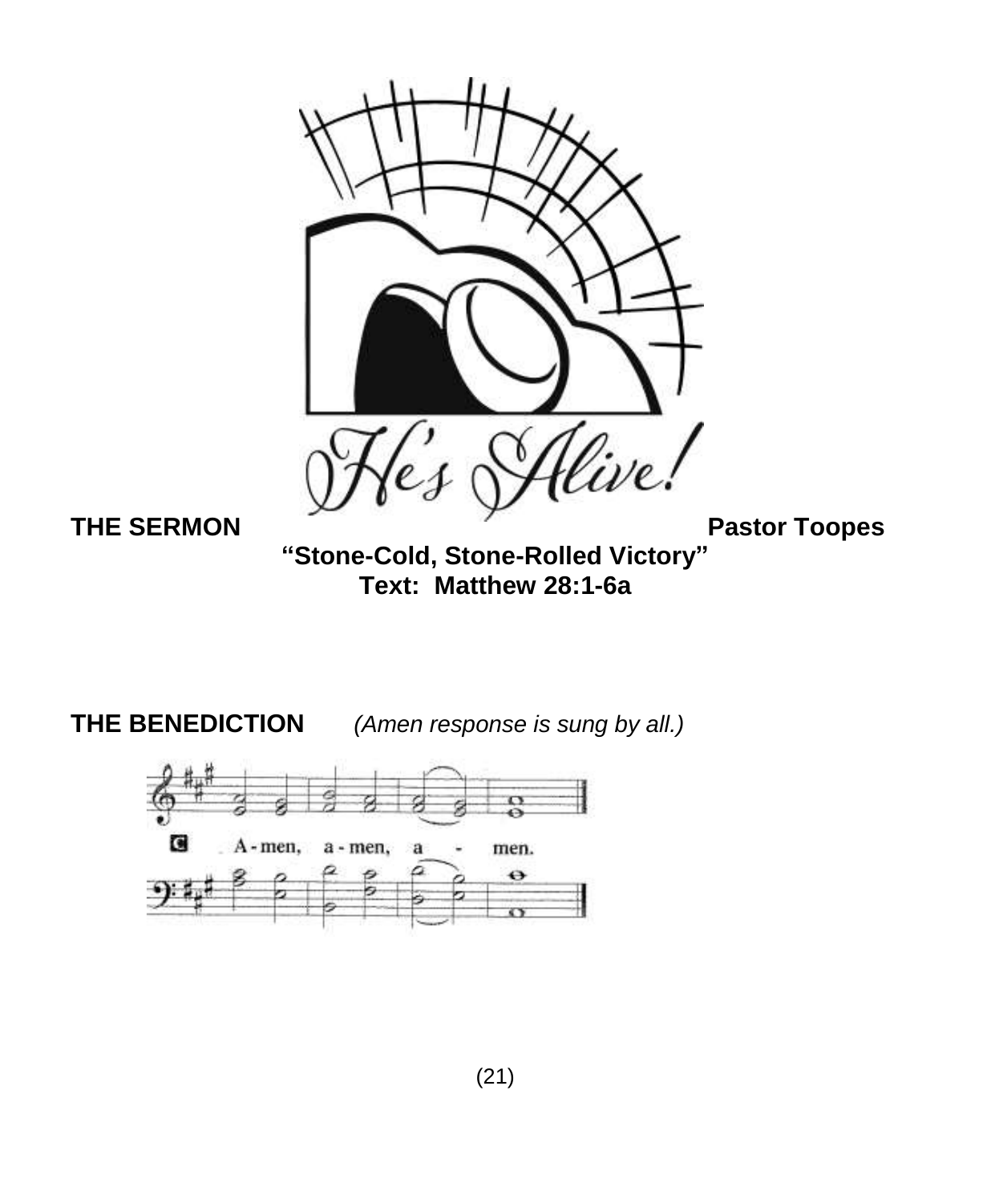He's Alive!

**THE SERMON** **Pastor Toopes**

**"Stone-Cold, Stone-Rolled Victory"**
**Text: Matthew 28:1-6a**

**THE BENEDICTION** *(Amen response is sung by all.)*

C A-men, a-men, a - men.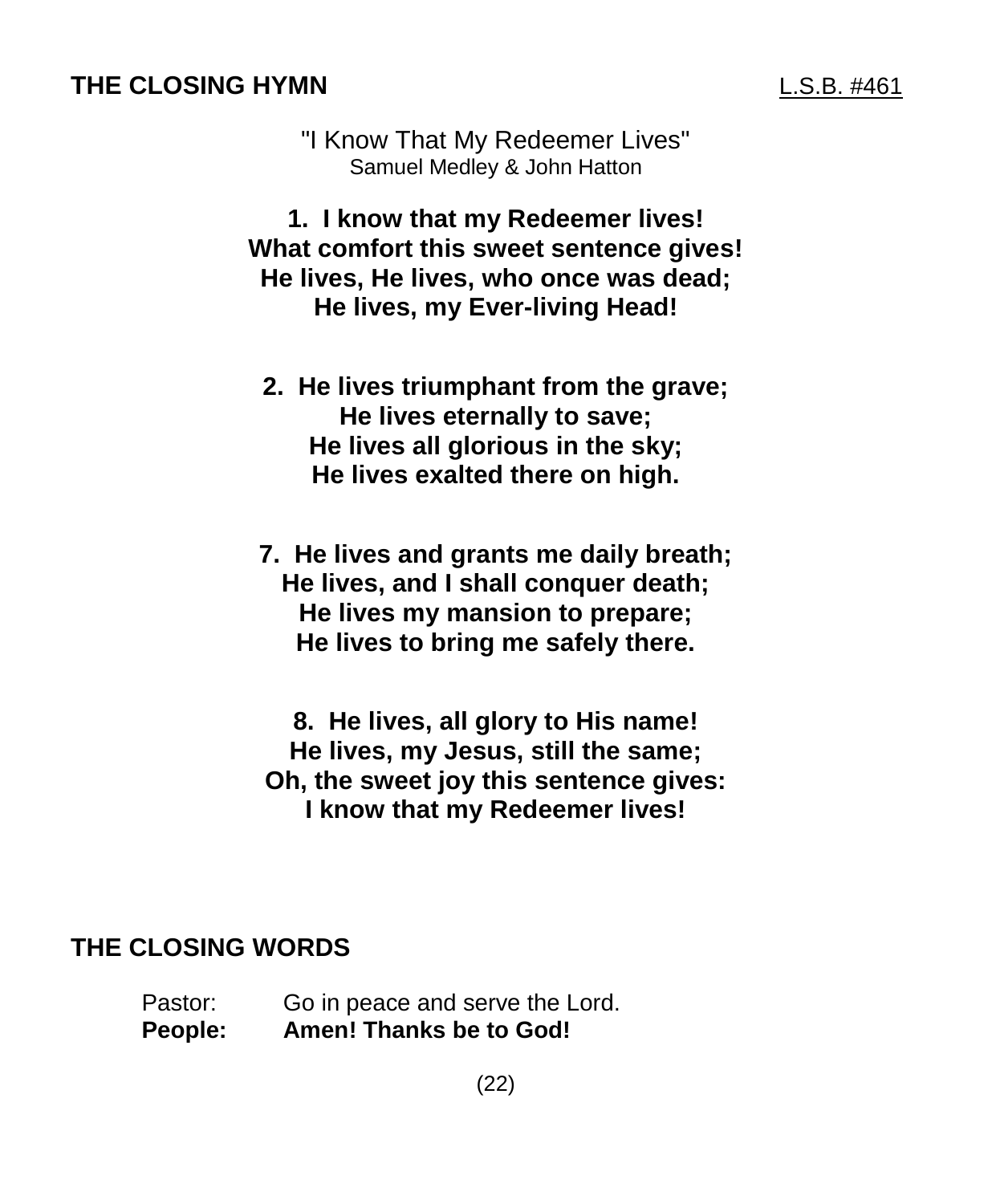## THE CLOSING HYMN L.S.B. #461

"I Know That My Redeemer Lives"
Samuel Medley & John Hatton

**1. I know that my Redeemer lives!**
**What comfort this sweet sentence gives!**
**He lives, He lives, who once was dead;**
**He lives, my Ever-living Head!**

**2. He lives triumphant from the grave;**
**He lives eternally to save;**
**He lives all glorious in the sky;**
**He lives exalted there on high.**

**7. He lives and grants me daily breath;**
**He lives, and I shall conquer death;**
**He lives my mansion to prepare;**
**He lives to bring me safely there.**

**8. He lives, all glory to His name!**
**He lives, my Jesus, still the same;**
**Oh, the sweet joy this sentence gives:**
**I know that my Redeemer lives!**

## THE CLOSING WORDS

Pastor: Go in peace and serve the Lord.
**People: Amen! Thanks be to God!**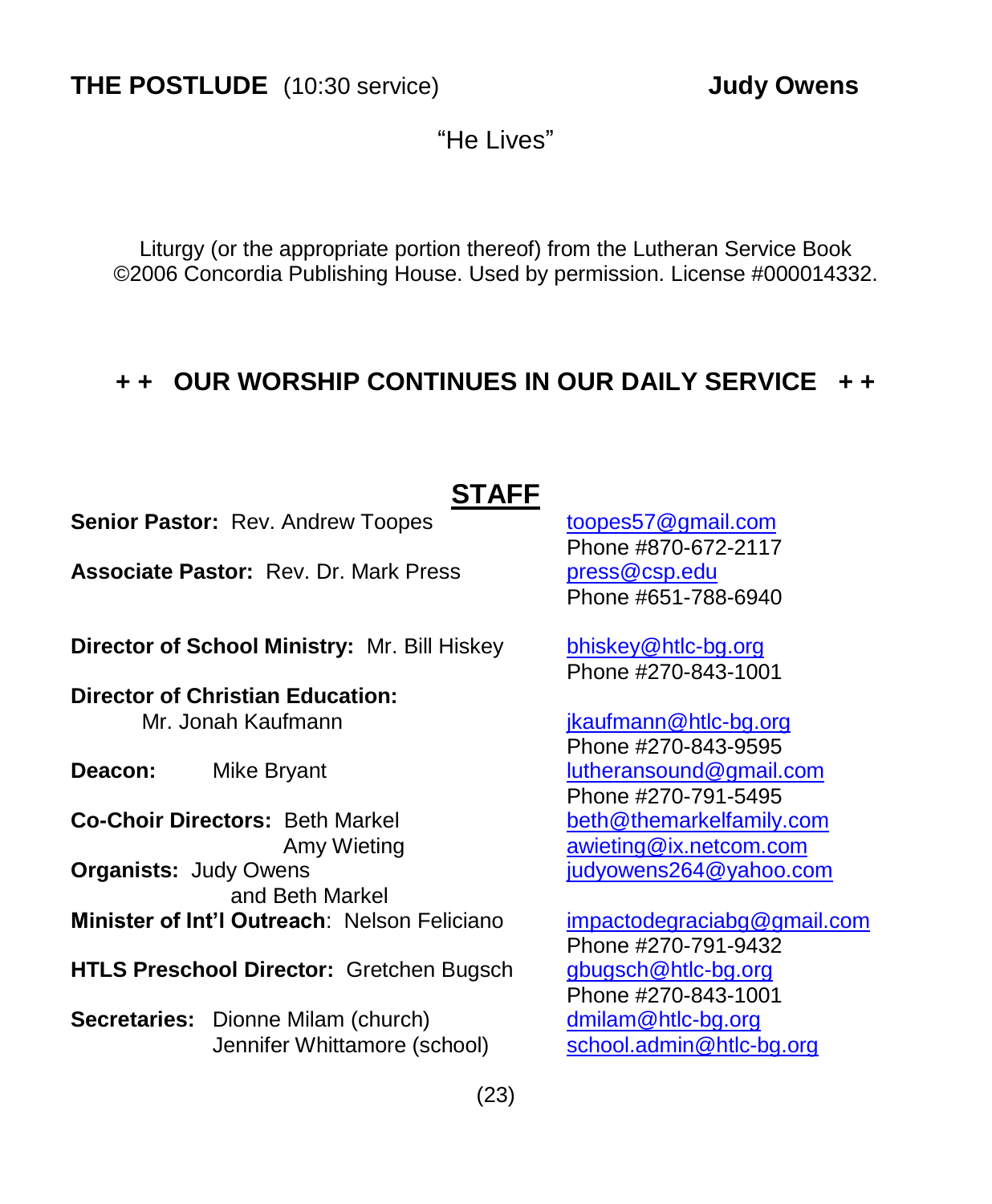**THE POSTLUDE** (10:30 service) **Judy Owens**

"He Lives"

Liturgy (or the appropriate portion thereof) from the Lutheran Service Book ©2006 Concordia Publishing House. Used by permission. License #000014332.

**+ + OUR WORSHIP CONTINUES IN OUR DAILY SERVICE + +**

## STAFF

**Senior Pastor:** Rev. Andrew Toopes — toopes57@gmail.com, Phone #870-672-2117

**Associate Pastor:** Rev. Dr. Mark Press — press@csp.edu, Phone #651-788-6940

**Director of School Ministry:** Mr. Bill Hiskey — bhiskey@htlc-bg.org, Phone #270-843-1001

**Director of Christian Education:** Mr. Jonah Kaufmann — jkaufmann@htlc-bg.org, Phone #270-843-9595

**Deacon:** Mike Bryant — lutheransound@gmail.com, Phone #270-791-5495

**Co-Choir Directors:** Beth Markel — beth@themarkelfamily.com
Amy Wieting — awieting@ix.netcom.com

**Organists:** Judy Owens and Beth Markel — judyowens264@yahoo.com

**Minister of Int'l Outreach**: Nelson Feliciano — impactodegraciabg@gmail.com, Phone #270-791-9432

**HTLS Preschool Director:** Gretchen Bugsch — gbugsch@htlc-bg.org, Phone #270-843-1001

**Secretaries:** Dionne Milam (church) — dmilam@htlc-bg.org
Jennifer Whittamore (school) — school.admin@htlc-bg.org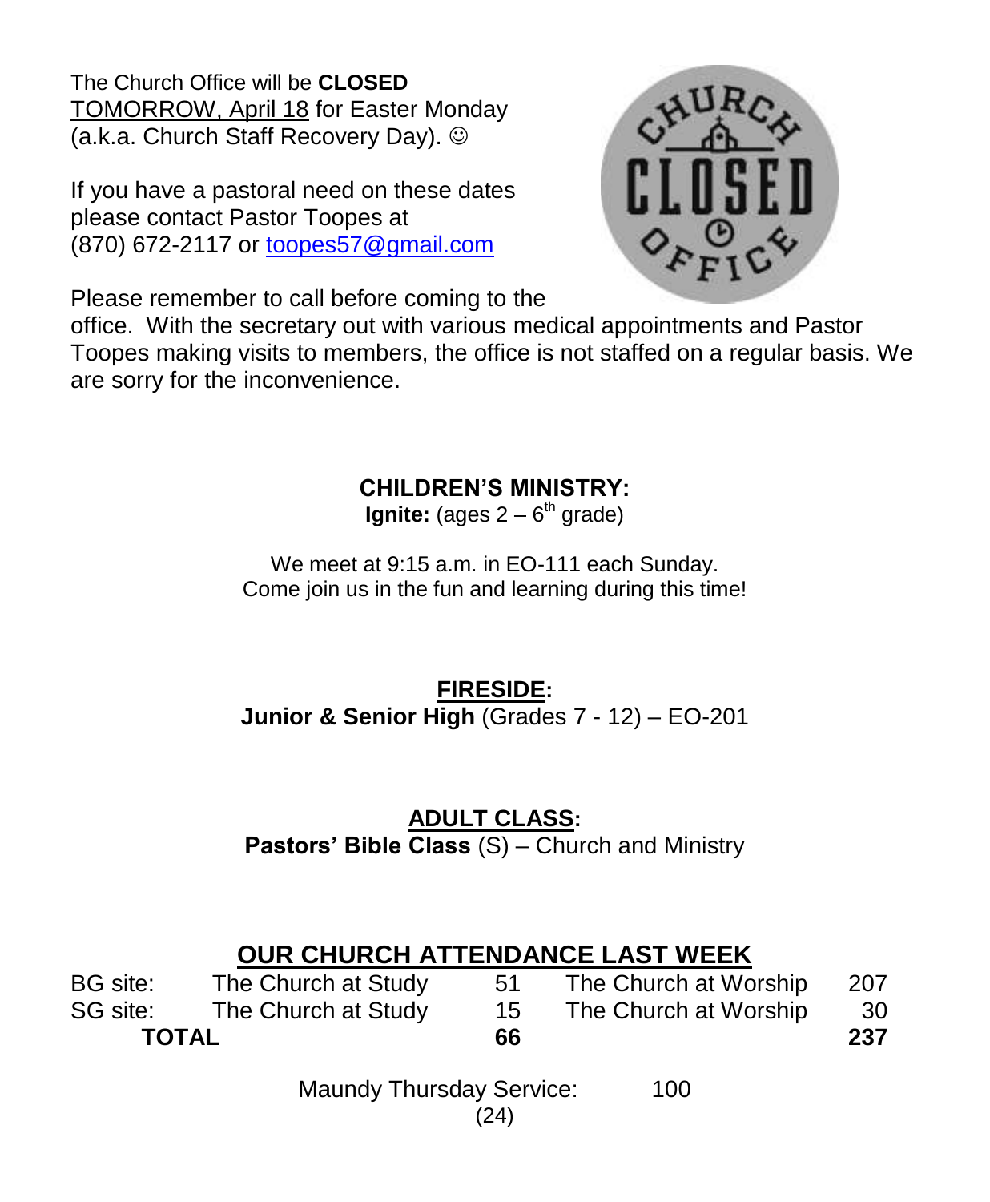The Church Office will be **CLOSED** TOMORROW, April 18 for Easter Monday (a.k.a. Church Staff Recovery Day). ☺

If you have a pastoral need on these dates please contact Pastor Toopes at (870) 672-2117 or toopes57@gmail.com

Please remember to call before coming to the office. With the secretary out with various medical appointments and Pastor Toopes making visits to members, the office is not staffed on a regular basis. We are sorry for the inconvenience.

## CHILDREN'S MINISTRY:

**Ignite:** (ages 2 – 6th grade)

We meet at 9:15 a.m. in EO-111 each Sunday.
Come join us in the fun and learning during this time!

## FIRESIDE:

**Junior & Senior High** (Grades 7 - 12) – EO-201

## ADULT CLASS:

**Pastors' Bible Class** (S) – Church and Ministry

## OUR CHURCH ATTENDANCE LAST WEEK

| | | | | |
|---|---|---|---|---|
| BG site: | The Church at Study | 51 | The Church at Worship | 207 |
| SG site: | The Church at Study | 15 | The Church at Worship | 30 |
| **TOTAL** | | **66** | | **237** |

Maundy Thursday Service: 100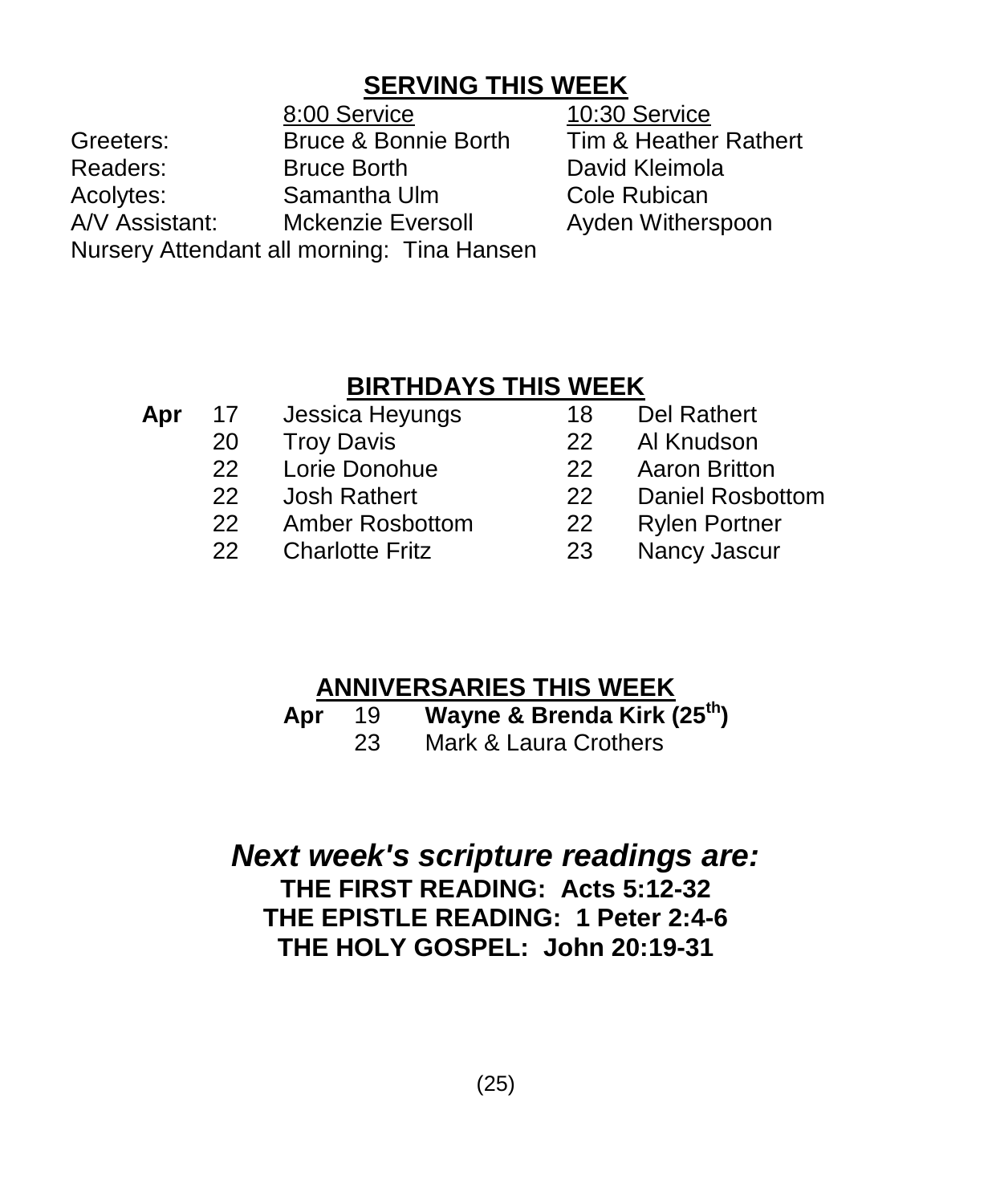## SERVING THIS WEEK

| | 8:00 Service | 10:30 Service |
|---|---|---|
| Greeters: | Bruce & Bonnie Borth | Tim & Heather Rathert |
| Readers: | Bruce Borth | David Kleimola |
| Acolytes: | Samantha Ulm | Cole Rubican |
| A/V Assistant: | Mckenzie Eversoll | Ayden Witherspoon |

Nursery Attendant all morning: Tina Hansen

## BIRTHDAYS THIS WEEK

| | | | | |
|---|---|---|---|---|
| **Apr** | 17 | Jessica Heyungs | 18 | Del Rathert |
| | 20 | Troy Davis | 22 | Al Knudson |
| | 22 | Lorie Donohue | 22 | Aaron Britton |
| | 22 | Josh Rathert | 22 | Daniel Rosbottom |
| | 22 | Amber Rosbottom | 22 | Rylen Portner |
| | 22 | Charlotte Fritz | 23 | Nancy Jascur |

## ANNIVERSARIES THIS WEEK

| | | |
|---|---|---|
| **Apr** | 19 | **Wayne & Brenda Kirk (25th)** |
| | 23 | Mark & Laura Crothers |

## *Next week's scripture readings are:*

**THE FIRST READING: Acts 5:12-32**
**THE EPISTLE READING: 1 Peter 2:4-6**
**THE HOLY GOSPEL: John 20:19-31**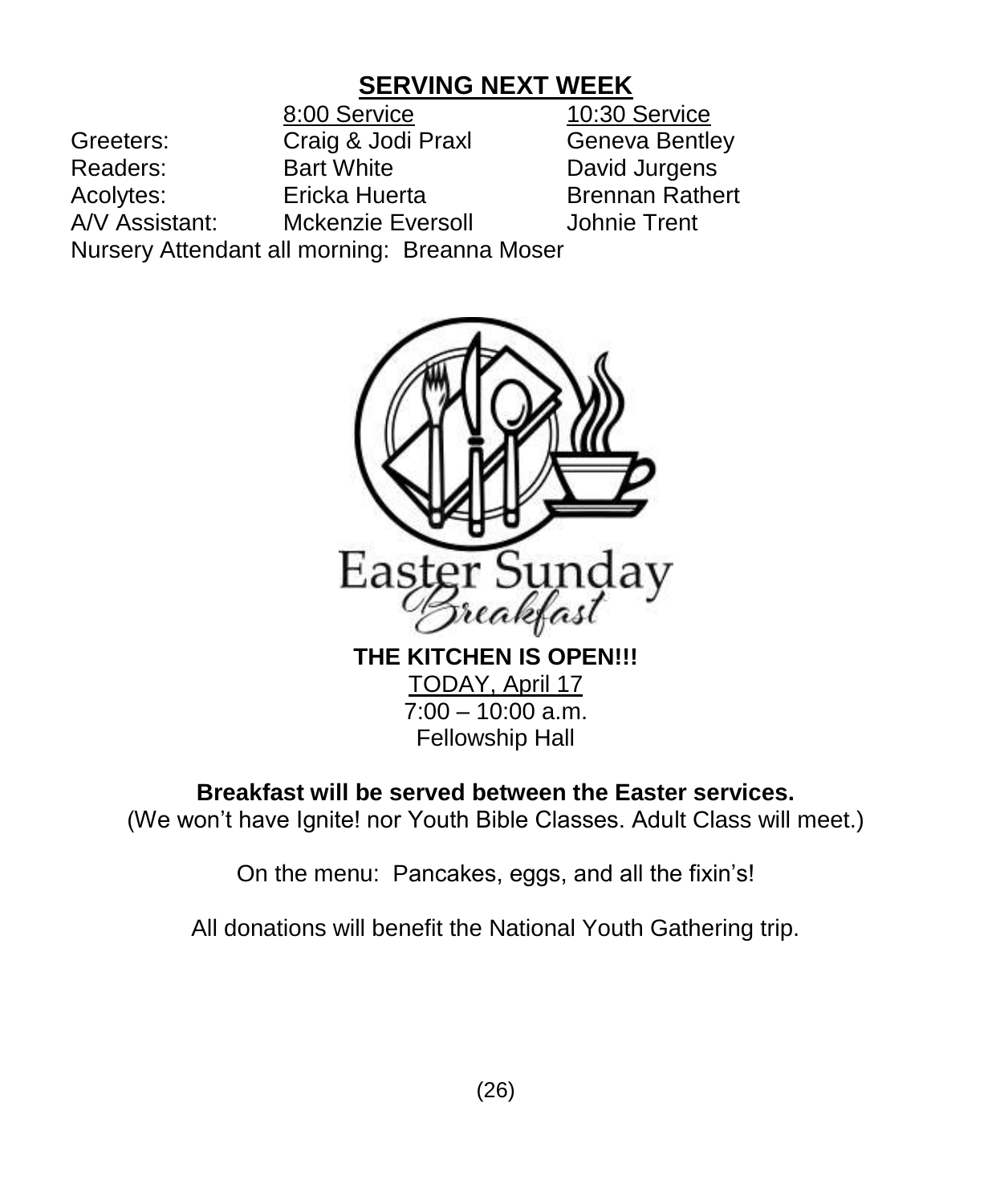## SERVING NEXT WEEK

| | 8:00 Service | 10:30 Service |
|---|---|---|
| Greeters: | Craig & Jodi Praxl | Geneva Bentley |
| Readers: | Bart White | David Jurgens |
| Acolytes: | Ericka Huerta | Brennan Rathert |
| A/V Assistant: | Mckenzie Eversoll | Johnie Trent |

Nursery Attendant all morning: Breanna Moser

Easter Sunday Breakfast

**THE KITCHEN IS OPEN!!!**

TODAY, April 17

7:00 – 10:00 a.m.

Fellowship Hall

**Breakfast will be served between the Easter services.**

(We won't have Ignite! nor Youth Bible Classes. Adult Class will meet.)

On the menu: Pancakes, eggs, and all the fixin's!

All donations will benefit the National Youth Gathering trip.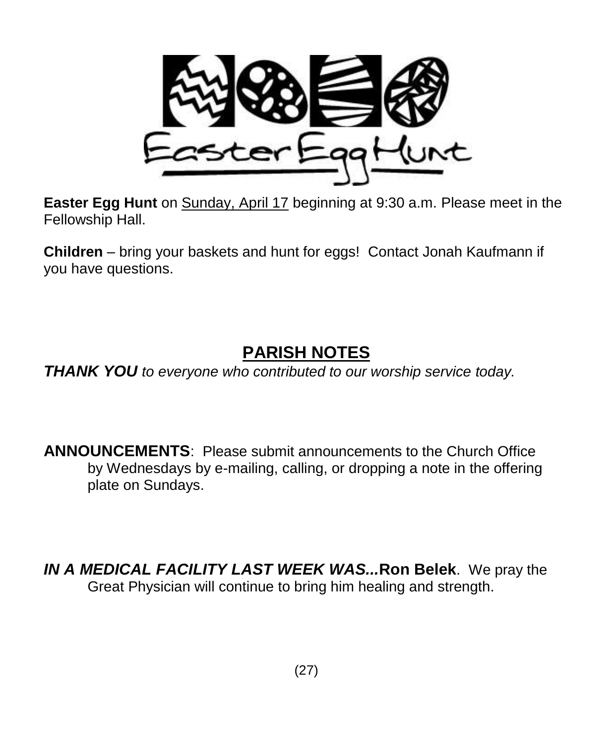Easter Egg Hunt

**Easter Egg Hunt** on Sunday, April 17 beginning at 9:30 a.m. Please meet in the Fellowship Hall.

**Children** – bring your baskets and hunt for eggs! Contact Jonah Kaufmann if you have questions.

## PARISH NOTES

***THANK YOU*** *to everyone who contributed to our worship service today.*

**ANNOUNCEMENTS**: Please submit announcements to the Church Office by Wednesdays by e-mailing, calling, or dropping a note in the offering plate on Sundays.

***IN A MEDICAL FACILITY LAST WEEK WAS...*Ron Belek**. We pray the Great Physician will continue to bring him healing and strength.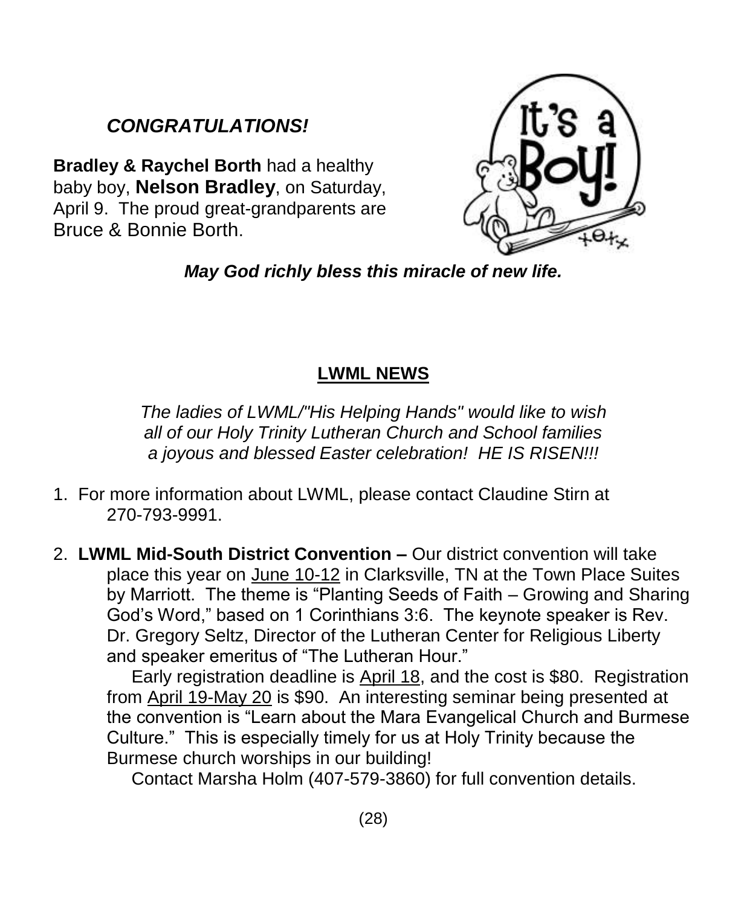***CONGRATULATIONS!***

**Bradley & Raychel Borth** had a healthy baby boy, **Nelson Bradley**, on Saturday, April 9. The proud great-grandparents are Bruce & Bonnie Borth.

***May God richly bless this miracle of new life.***

## LWML NEWS

*The ladies of LWML/"His Helping Hands" would like to wish all of our Holy Trinity Lutheran Church and School families a joyous and blessed Easter celebration! HE IS RISEN!!!*

1. For more information about LWML, please contact Claudine Stirn at 270-793-9991.

2. **LWML Mid-South District Convention –** Our district convention will take place this year on June 10-12 in Clarksville, TN at the Town Place Suites by Marriott. The theme is "Planting Seeds of Faith – Growing and Sharing God's Word," based on 1 Corinthians 3:6. The keynote speaker is Rev. Dr. Gregory Seltz, Director of the Lutheran Center for Religious Liberty and speaker emeritus of "The Lutheran Hour."

   Early registration deadline is April 18, and the cost is $80. Registration from April 19-May 20 is $90. An interesting seminar being presented at the convention is "Learn about the Mara Evangelical Church and Burmese Culture." This is especially timely for us at Holy Trinity because the Burmese church worships in our building!

   Contact Marsha Holm (407-579-3860) for full convention details.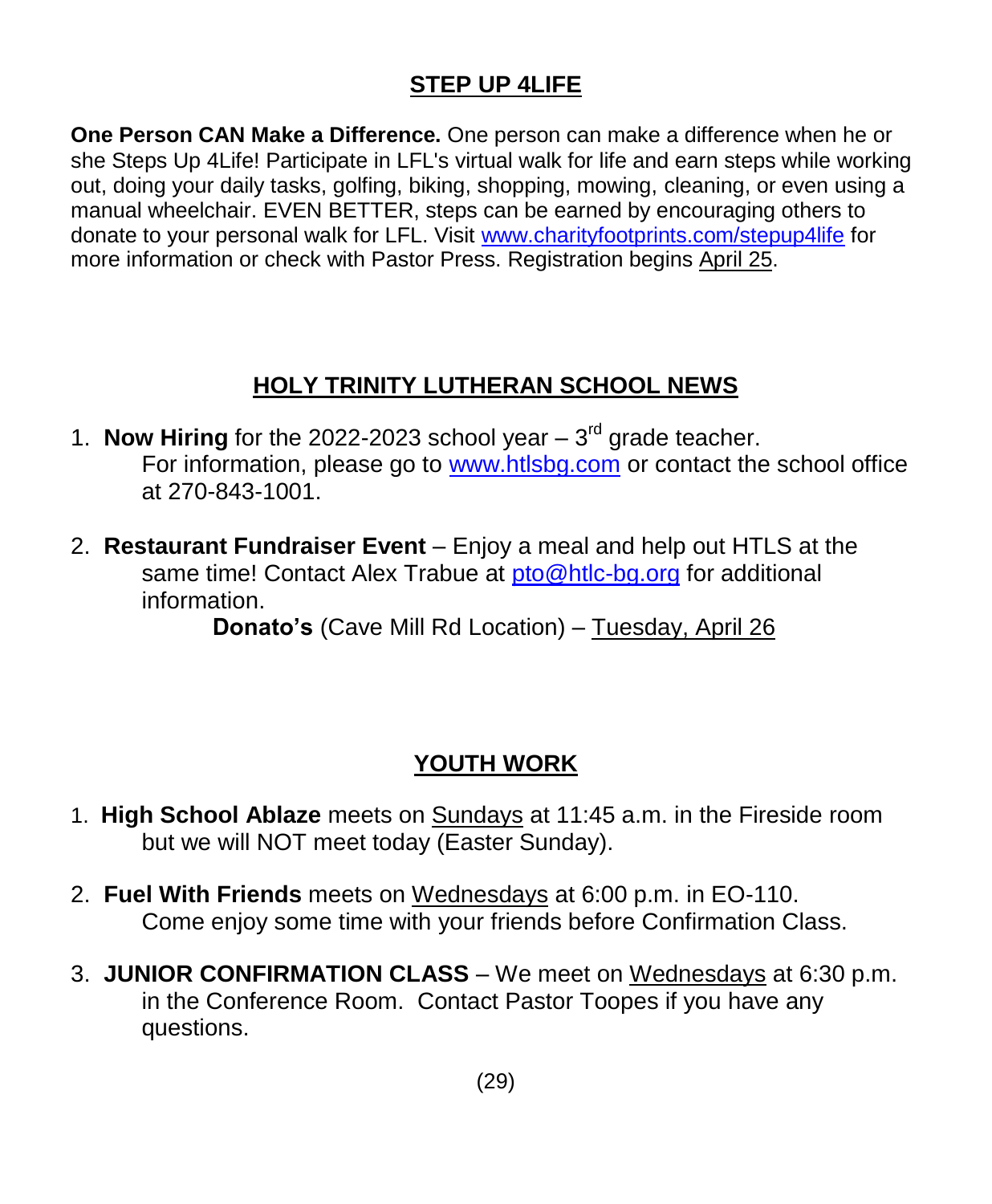## STEP UP 4LIFE

**One Person CAN Make a Difference.** One person can make a difference when he or she Steps Up 4Life! Participate in LFL's virtual walk for life and earn steps while working out, doing your daily tasks, golfing, biking, shopping, mowing, cleaning, or even using a manual wheelchair. EVEN BETTER, steps can be earned by encouraging others to donate to your personal walk for LFL. Visit www.charityfootprints.com/stepup4life for more information or check with Pastor Press. Registration begins April 25.

## HOLY TRINITY LUTHERAN SCHOOL NEWS

1. **Now Hiring** for the 2022-2023 school year – 3rd grade teacher.
   For information, please go to www.htlsbg.com or contact the school office at 270-843-1001.

2. **Restaurant Fundraiser Event** – Enjoy a meal and help out HTLS at the same time! Contact Alex Trabue at pto@htlc-bg.org for additional information.

   **Donato's** (Cave Mill Rd Location) – Tuesday, April 26

## YOUTH WORK

1. **High School Ablaze** meets on Sundays at 11:45 a.m. in the Fireside room but we will NOT meet today (Easter Sunday).

2. **Fuel With Friends** meets on Wednesdays at 6:00 p.m. in EO-110.
   Come enjoy some time with your friends before Confirmation Class.

3. **JUNIOR CONFIRMATION CLASS** – We meet on Wednesdays at 6:30 p.m. in the Conference Room. Contact Pastor Toopes if you have any questions.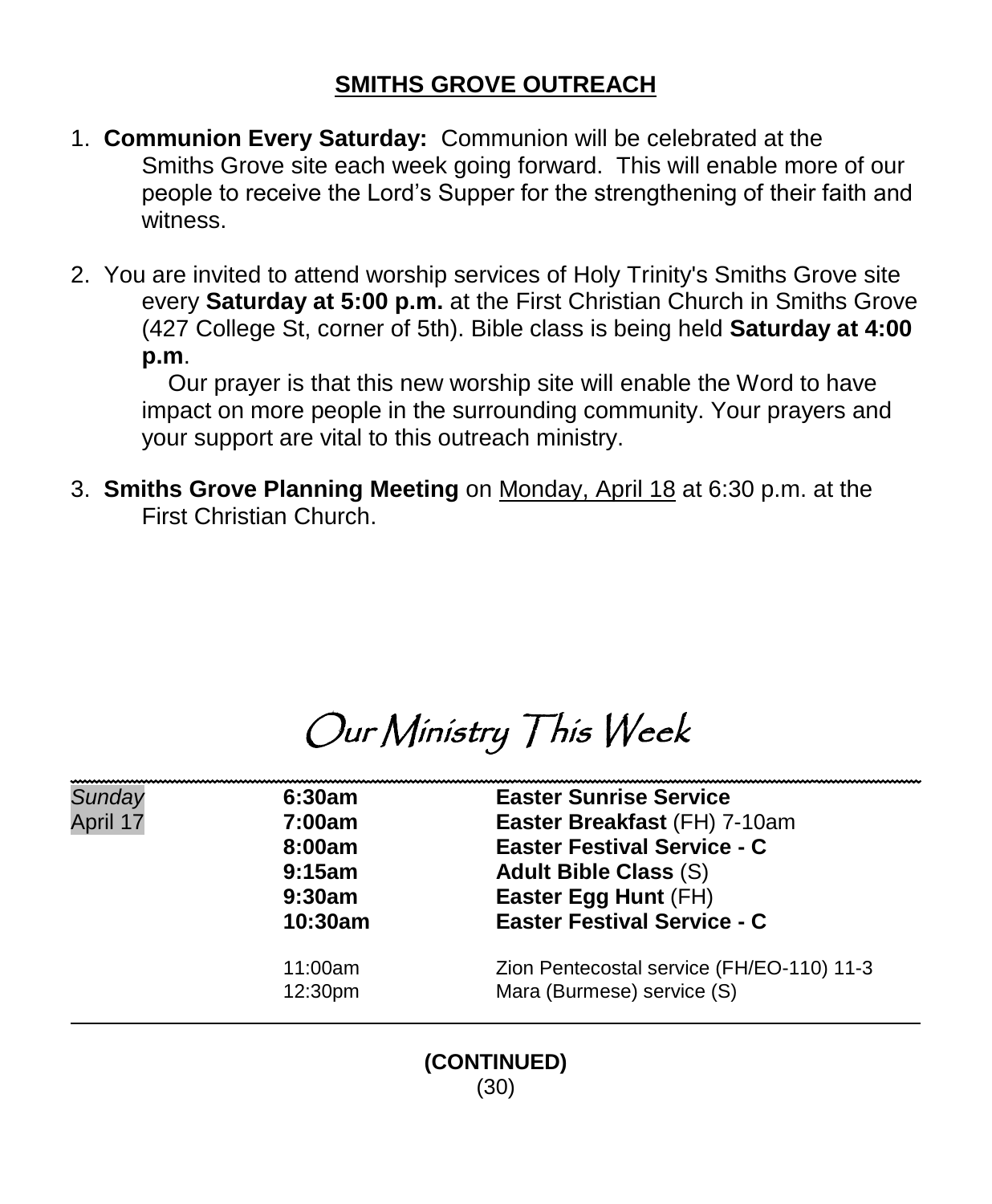## SMITHS GROVE OUTREACH

1. **Communion Every Saturday:** Communion will be celebrated at the Smiths Grove site each week going forward. This will enable more of our people to receive the Lord's Supper for the strengthening of their faith and witness.

2. You are invited to attend worship services of Holy Trinity's Smiths Grove site every **Saturday at 5:00 p.m.** at the First Christian Church in Smiths Grove (427 College St, corner of 5th). Bible class is being held **Saturday at 4:00 p.m**.

   Our prayer is that this new worship site will enable the Word to have impact on more people in the surrounding community. Your prayers and your support are vital to this outreach ministry.

3. **Smiths Grove Planning Meeting** on Monday, April 18 at 6:30 p.m. at the First Christian Church.

# *Our Ministry This Week*

| | | |
|---|---|---|
| *Sunday* | **6:30am** | **Easter Sunrise Service** |
| April 17 | **7:00am** | **Easter Breakfast** (FH) 7-10am |
| | **8:00am** | **Easter Festival Service - C** |
| | **9:15am** | **Adult Bible Class** (S) |
| | **9:30am** | **Easter Egg Hunt** (FH) |
| | **10:30am** | **Easter Festival Service - C** |
| | 11:00am | Zion Pentecostal service (FH/EO-110) 11-3 |
| | 12:30pm | Mara (Burmese) service (S) |

**(CONTINUED)**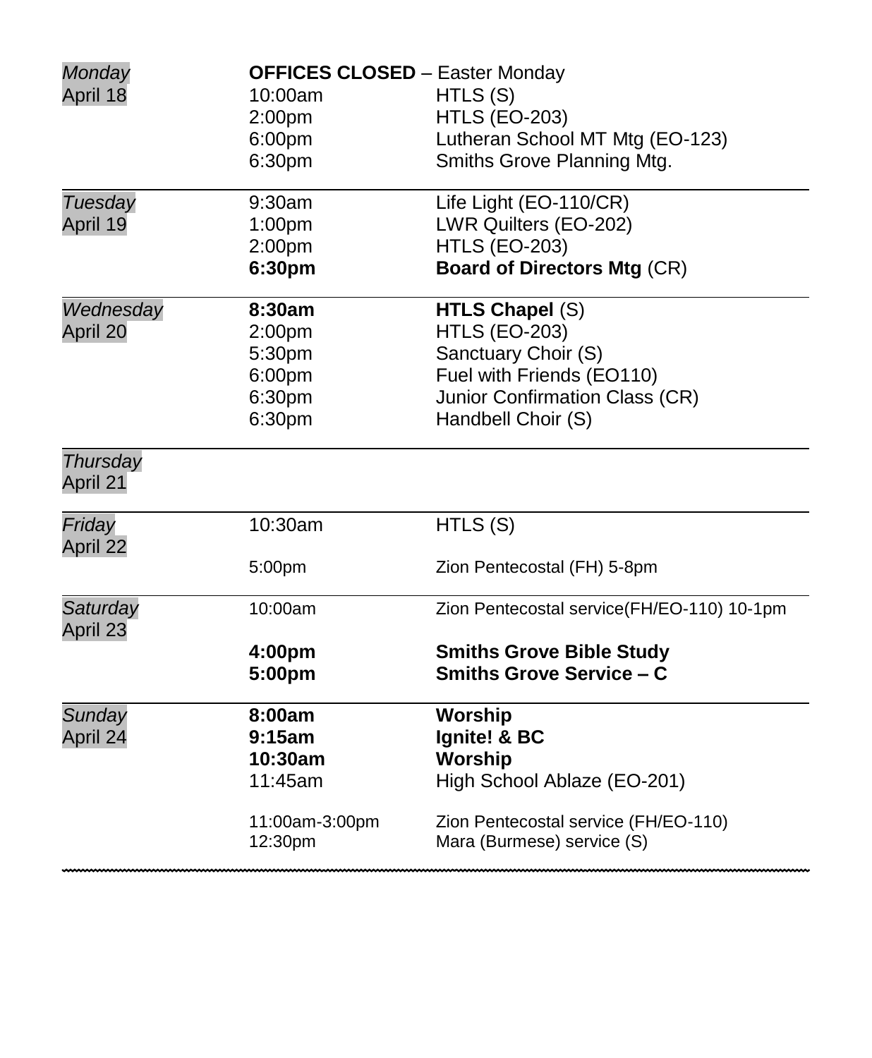| | | |
|---|---|---|
| *Monday* April 18 | **OFFICES CLOSED** – Easter Monday | |
| | 10:00am | HTLS (S) |
| | 2:00pm | HTLS (EO-203) |
| | 6:00pm | Lutheran School MT Mtg (EO-123) |
| | 6:30pm | Smiths Grove Planning Mtg. |
| *Tuesday* April 19 | 9:30am | Life Light (EO-110/CR) |
| | 1:00pm | LWR Quilters (EO-202) |
| | 2:00pm | HTLS (EO-203) |
| | **6:30pm** | **Board of Directors Mtg** (CR) |
| *Wednesday* April 20 | **8:30am** | **HTLS Chapel** (S) |
| | 2:00pm | HTLS (EO-203) |
| | 5:30pm | Sanctuary Choir (S) |
| | 6:00pm | Fuel with Friends (EO110) |
| | 6:30pm | Junior Confirmation Class (CR) |
| | 6:30pm | Handbell Choir (S) |
| *Thursday* April 21 | | |
| *Friday* April 22 | 10:30am | HTLS (S) |
| | 5:00pm | Zion Pentecostal (FH) 5-8pm |
| *Saturday* April 23 | 10:00am | Zion Pentecostal service(FH/EO-110) 10-1pm |
| | **4:00pm** | **Smiths Grove Bible Study** |
| | **5:00pm** | **Smiths Grove Service – C** |
| *Sunday* April 24 | **8:00am** | **Worship** |
| | **9:15am** | **Ignite! & BC** |
| | **10:30am** | **Worship** |
| | 11:45am | High School Ablaze (EO-201) |
| | 11:00am-3:00pm | Zion Pentecostal service (FH/EO-110) |
| | 12:30pm | Mara (Burmese) service (S) |